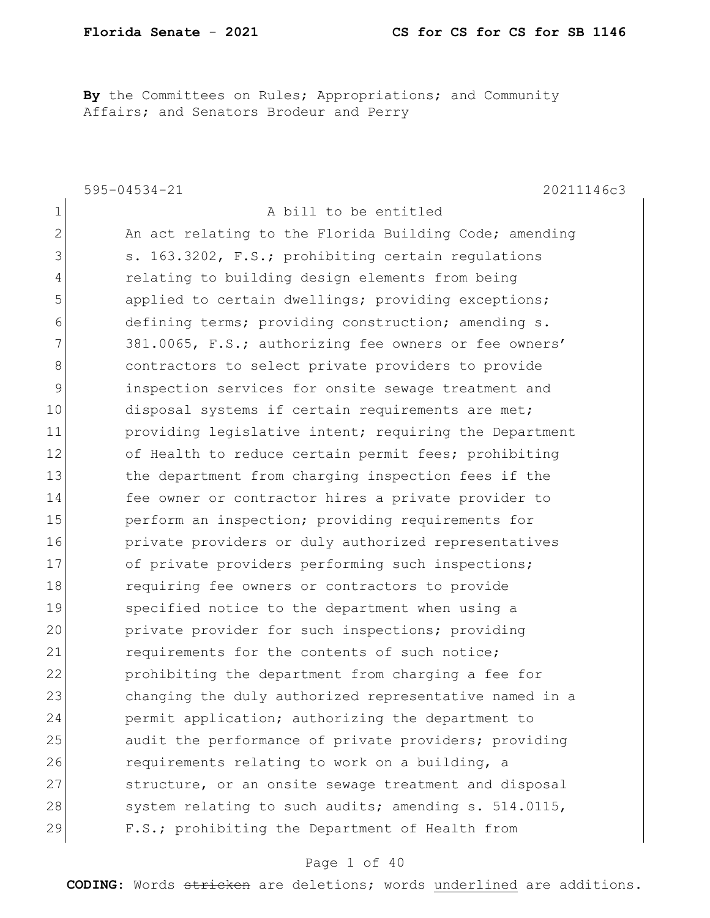**By** the Committees on Rules; Appropriations; and Community Affairs; and Senators Brodeur and Perry

595-04534-21 20211146c3

1 A bill to be entitled
2 An act relating to the Florida Building Code; amending
3 s. 163.3202, F.S.; prohibiting certain regulations
4 relating to building design elements from being
5 applied to certain dwellings; providing exceptions;
6 defining terms; providing construction; amending s.
7 381.0065, F.S.; authorizing fee owners or fee owners'
8 contractors to select private providers to provide
9 inspection services for onsite sewage treatment and
10 disposal systems if certain requirements are met;
11 providing legislative intent; requiring the Department
12 of Health to reduce certain permit fees; prohibiting
13 the department from charging inspection fees if the
14 fee owner or contractor hires a private provider to
15 perform an inspection; providing requirements for
16 private providers or duly authorized representatives
17 of private providers performing such inspections;
18 requiring fee owners or contractors to provide
19 specified notice to the department when using a
20 private provider for such inspections; providing
21 requirements for the contents of such notice;
22 prohibiting the department from charging a fee for
23 changing the duly authorized representative named in a
24 permit application; authorizing the department to
25 audit the performance of private providers; providing
26 requirements relating to work on a building, a
27 structure, or an onsite sewage treatment and disposal
28 system relating to such audits; amending s. 514.0115,
29 F.S.; prohibiting the Department of Health from

**CODING:** Words ~~stricken~~ are deletions; words underlined are additions.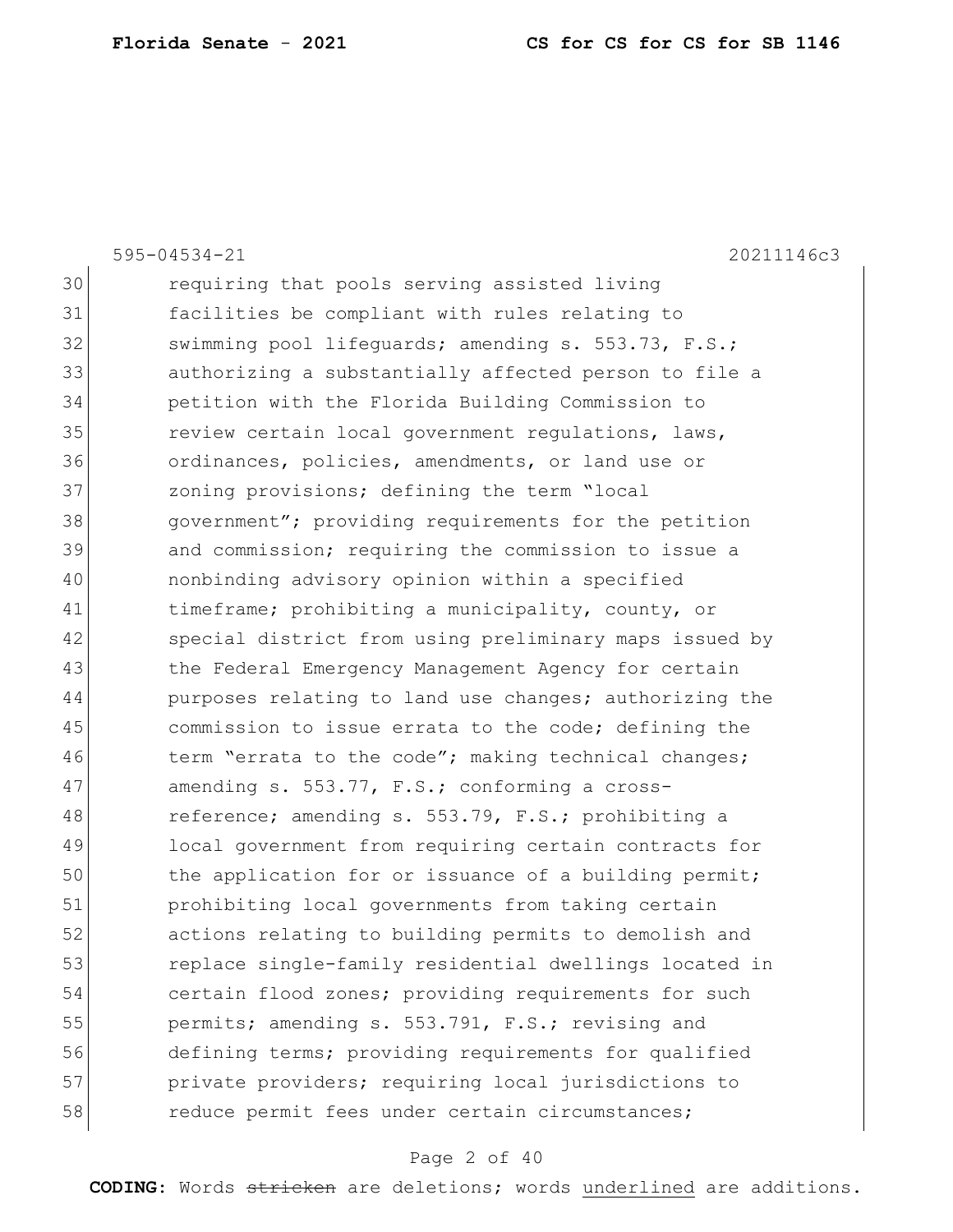30 requiring that pools serving assisted living
31 facilities be compliant with rules relating to
32 swimming pool lifeguards; amending s. 553.73, F.S.;
33 authorizing a substantially affected person to file a
34 petition with the Florida Building Commission to
35 review certain local government regulations, laws,
36 ordinances, policies, amendments, or land use or
37 zoning provisions; defining the term "local
38 government"; providing requirements for the petition
39 and commission; requiring the commission to issue a
40 nonbinding advisory opinion within a specified
41 timeframe; prohibiting a municipality, county, or
42 special district from using preliminary maps issued by
43 the Federal Emergency Management Agency for certain
44 purposes relating to land use changes; authorizing the
45 commission to issue errata to the code; defining the
46 term "errata to the code"; making technical changes;
47 amending s. 553.77, F.S.; conforming a cross-
48 reference; amending s. 553.79, F.S.; prohibiting a
49 local government from requiring certain contracts for
50 the application for or issuance of a building permit;
51 prohibiting local governments from taking certain
52 actions relating to building permits to demolish and
53 replace single-family residential dwellings located in
54 certain flood zones; providing requirements for such
55 permits; amending s. 553.791, F.S.; revising and
56 defining terms; providing requirements for qualified
57 private providers; requiring local jurisdictions to
58 reduce permit fees under certain circumstances;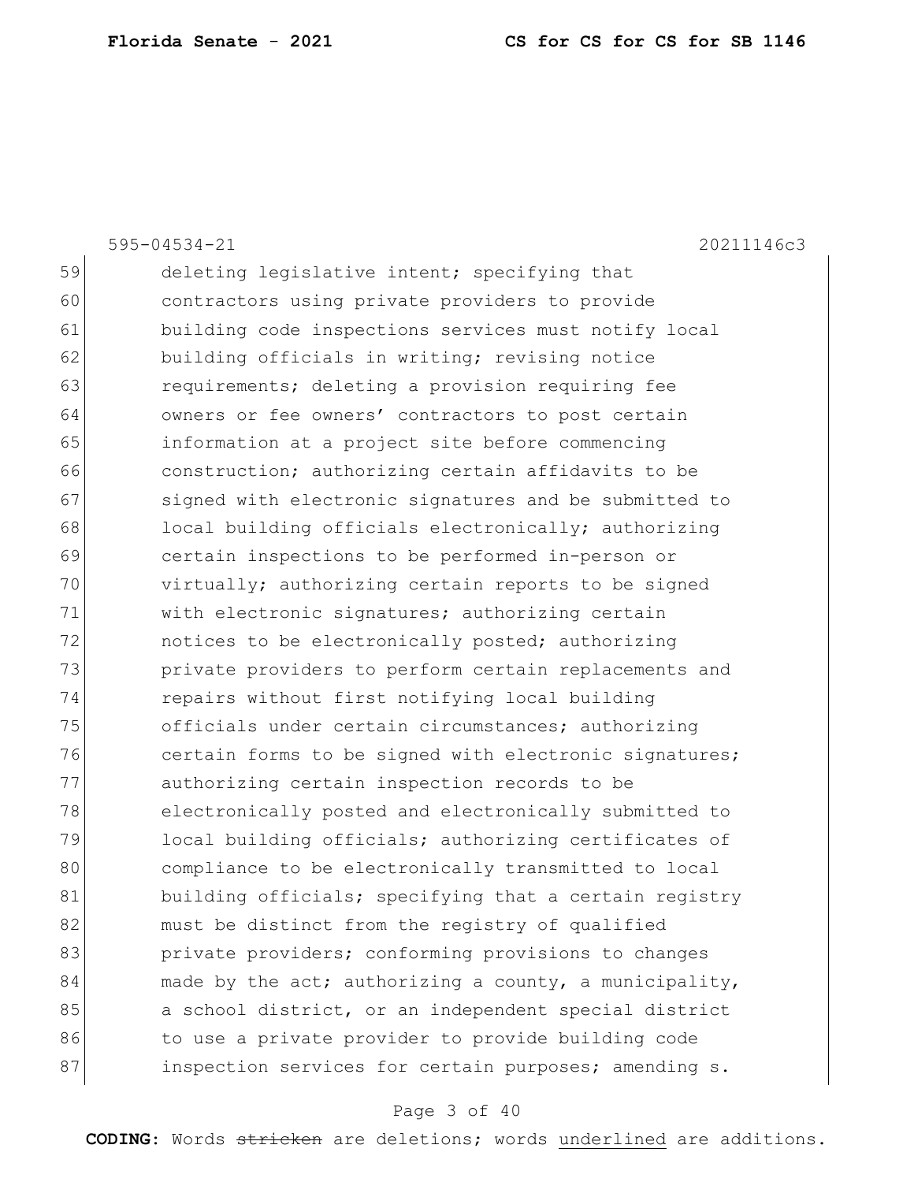595-04534-21 20211146c3

59 deleting legislative intent; specifying that
60 contractors using private providers to provide
61 building code inspections services must notify local
62 building officials in writing; revising notice
63 requirements; deleting a provision requiring fee
64 owners or fee owners' contractors to post certain
65 information at a project site before commencing
66 construction; authorizing certain affidavits to be
67 signed with electronic signatures and be submitted to
68 local building officials electronically; authorizing
69 certain inspections to be performed in-person or
70 virtually; authorizing certain reports to be signed
71 with electronic signatures; authorizing certain
72 notices to be electronically posted; authorizing
73 private providers to perform certain replacements and
74 repairs without first notifying local building
75 officials under certain circumstances; authorizing
76 certain forms to be signed with electronic signatures;
77 authorizing certain inspection records to be
78 electronically posted and electronically submitted to
79 local building officials; authorizing certificates of
80 compliance to be electronically transmitted to local
81 building officials; specifying that a certain registry
82 must be distinct from the registry of qualified
83 private providers; conforming provisions to changes
84 made by the act; authorizing a county, a municipality,
85 a school district, or an independent special district
86 to use a private provider to provide building code
87 inspection services for certain purposes; amending s.

**CODING:** Words ~~stricken~~ are deletions; words underlined are additions.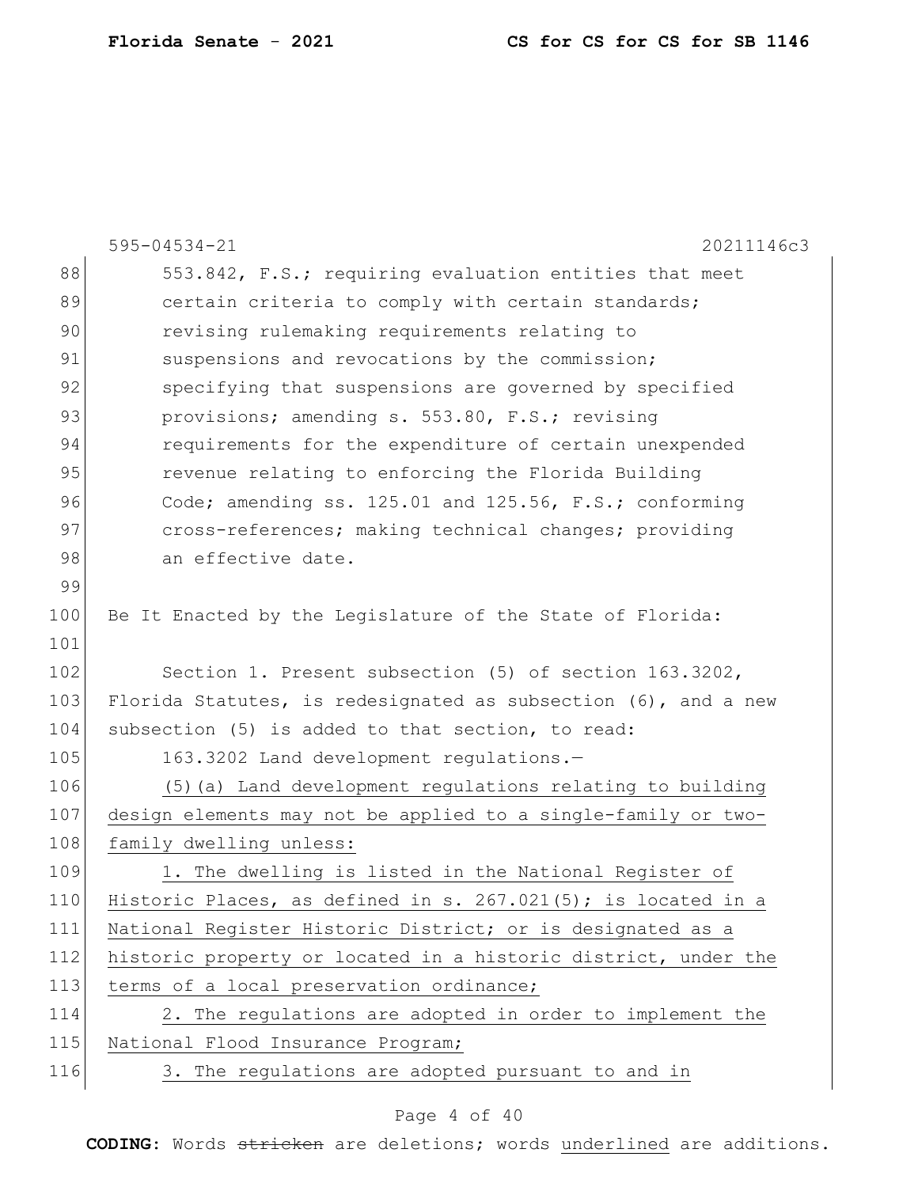553.842, F.S.; requiring evaluation entities that meet certain criteria to comply with certain standards; revising rulemaking requirements relating to suspensions and revocations by the commission; specifying that suspensions are governed by specified provisions; amending s. 553.80, F.S.; revising requirements for the expenditure of certain unexpended revenue relating to enforcing the Florida Building Code; amending ss. 125.01 and 125.56, F.S.; conforming cross-references; making technical changes; providing an effective date.

Be It Enacted by the Legislature of the State of Florida:

Section 1. Present subsection (5) of section 163.3202, Florida Statutes, is redesignated as subsection (6), and a new subsection (5) is added to that section, to read:

163.3202 Land development regulations.—

<u>(5)(a) Land development regulations relating to building design elements may not be applied to a single-family or two-family dwelling unless:</u>

<u>1. The dwelling is listed in the National Register of Historic Places, as defined in s. 267.021(5); is located in a National Register Historic District; or is designated as a historic property or located in a historic district, under the terms of a local preservation ordinance;</u>

<u>2. The regulations are adopted in order to implement the National Flood Insurance Program;</u>

<u>3. The regulations are adopted pursuant to and in</u>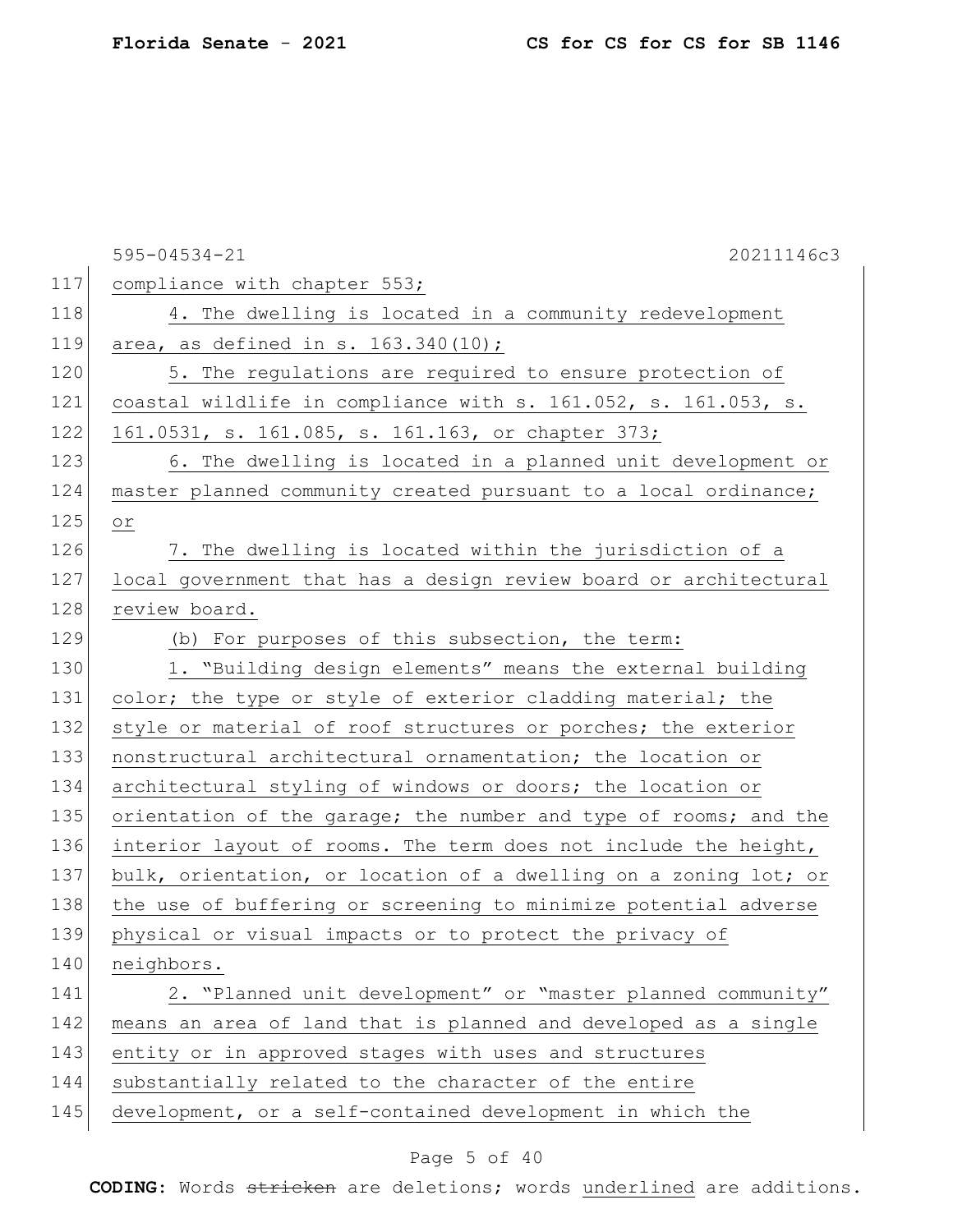compliance with chapter 553;

4. The dwelling is located in a community redevelopment area, as defined in s. 163.340(10);

5. The regulations are required to ensure protection of coastal wildlife in compliance with s. 161.052, s. 161.053, s. 161.0531, s. 161.085, s. 161.163, or chapter 373;

6. The dwelling is located in a planned unit development or master planned community created pursuant to a local ordinance; or

7. The dwelling is located within the jurisdiction of a local government that has a design review board or architectural review board.

(b) For purposes of this subsection, the term:

1. "Building design elements" means the external building color; the type or style of exterior cladding material; the style or material of roof structures or porches; the exterior nonstructural architectural ornamentation; the location or architectural styling of windows or doors; the location or orientation of the garage; the number and type of rooms; and the interior layout of rooms. The term does not include the height, bulk, orientation, or location of a dwelling on a zoning lot; or the use of buffering or screening to minimize potential adverse physical or visual impacts or to protect the privacy of neighbors.

2. "Planned unit development" or "master planned community" means an area of land that is planned and developed as a single entity or in approved stages with uses and structures substantially related to the character of the entire development, or a self-contained development in which the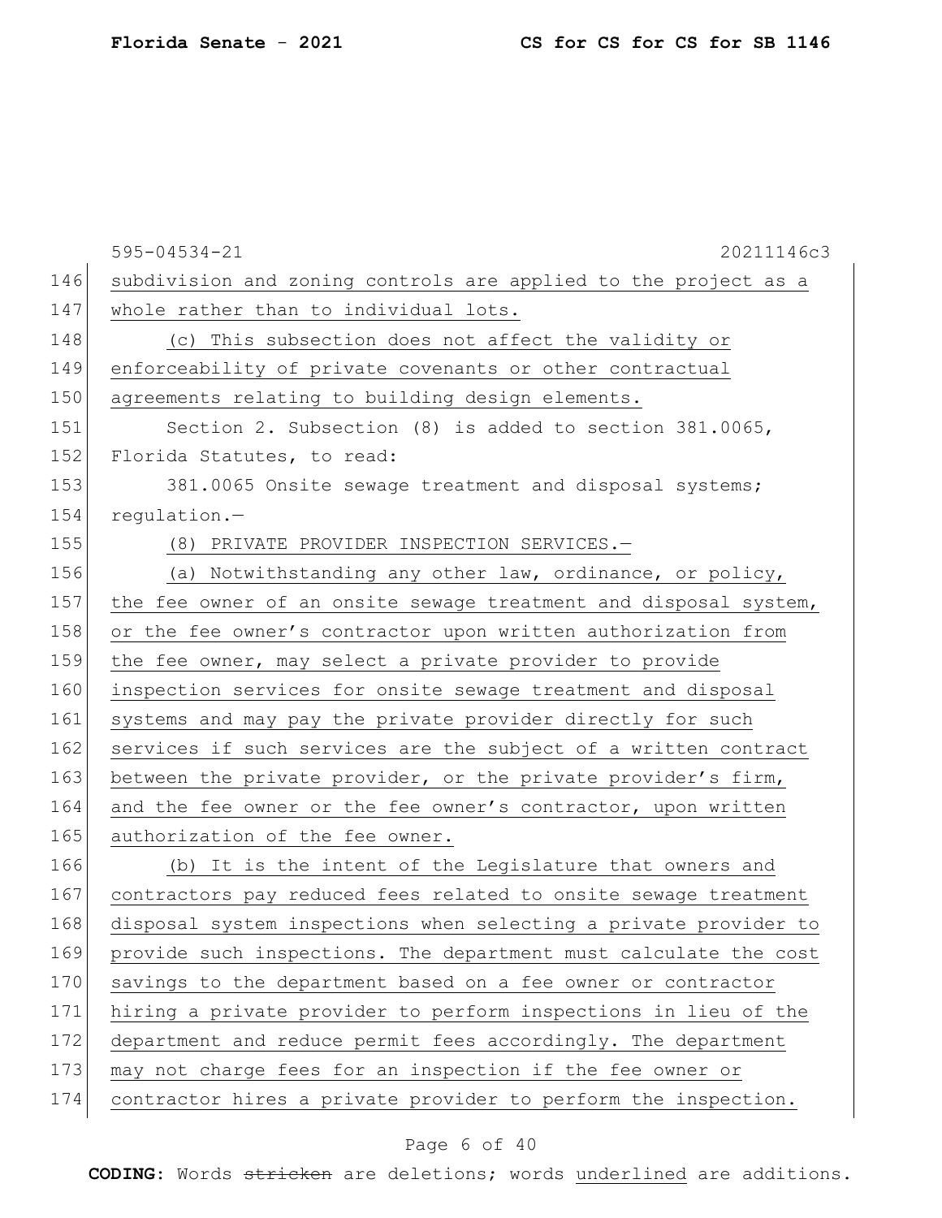subdivision and zoning controls are applied to the project as a whole rather than to individual lots.

(c) This subsection does not affect the validity or enforceability of private covenants or other contractual agreements relating to building design elements.

Section 2. Subsection (8) is added to section 381.0065, Florida Statutes, to read:

381.0065 Onsite sewage treatment and disposal systems; regulation.—

(8) PRIVATE PROVIDER INSPECTION SERVICES.—

(a) Notwithstanding any other law, ordinance, or policy, the fee owner of an onsite sewage treatment and disposal system, or the fee owner's contractor upon written authorization from the fee owner, may select a private provider to provide inspection services for onsite sewage treatment and disposal systems and may pay the private provider directly for such services if such services are the subject of a written contract between the private provider, or the private provider's firm, and the fee owner or the fee owner's contractor, upon written authorization of the fee owner.

(b) It is the intent of the Legislature that owners and contractors pay reduced fees related to onsite sewage treatment disposal system inspections when selecting a private provider to provide such inspections. The department must calculate the cost savings to the department based on a fee owner or contractor hiring a private provider to perform inspections in lieu of the department and reduce permit fees accordingly. The department may not charge fees for an inspection if the fee owner or contractor hires a private provider to perform the inspection.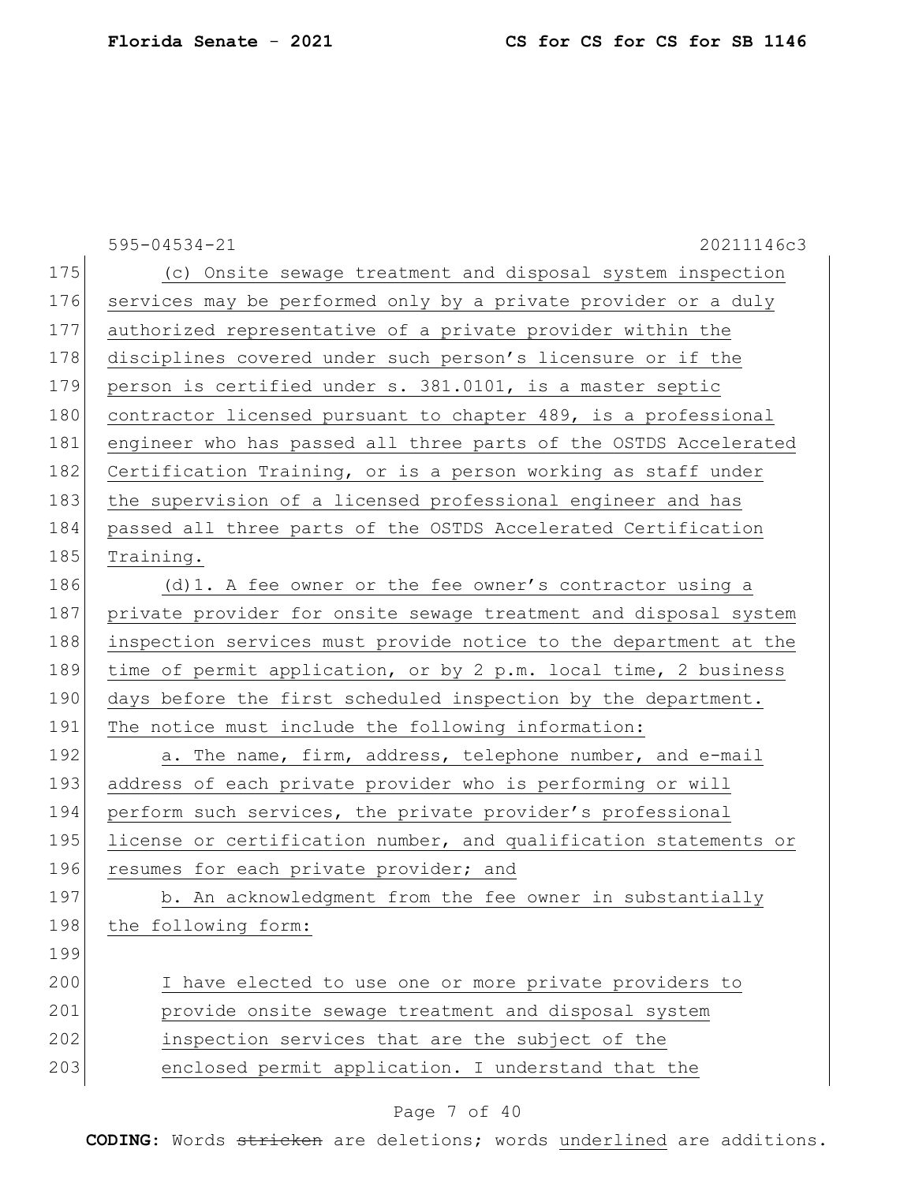(c) Onsite sewage treatment and disposal system inspection services may be performed only by a private provider or a duly authorized representative of a private provider within the disciplines covered under such person's licensure or if the person is certified under s. 381.0101, is a master septic contractor licensed pursuant to chapter 489, is a professional engineer who has passed all three parts of the OSTDS Accelerated Certification Training, or is a person working as staff under the supervision of a licensed professional engineer and has passed all three parts of the OSTDS Accelerated Certification Training.

(d)1. A fee owner or the fee owner's contractor using a private provider for onsite sewage treatment and disposal system inspection services must provide notice to the department at the time of permit application, or by 2 p.m. local time, 2 business days before the first scheduled inspection by the department. The notice must include the following information:

a. The name, firm, address, telephone number, and e-mail address of each private provider who is performing or will perform such services, the private provider's professional license or certification number, and qualification statements or resumes for each private provider; and

b. An acknowledgment from the fee owner in substantially the following form:

> I have elected to use one or more private providers to provide onsite sewage treatment and disposal system inspection services that are the subject of the enclosed permit application. I understand that the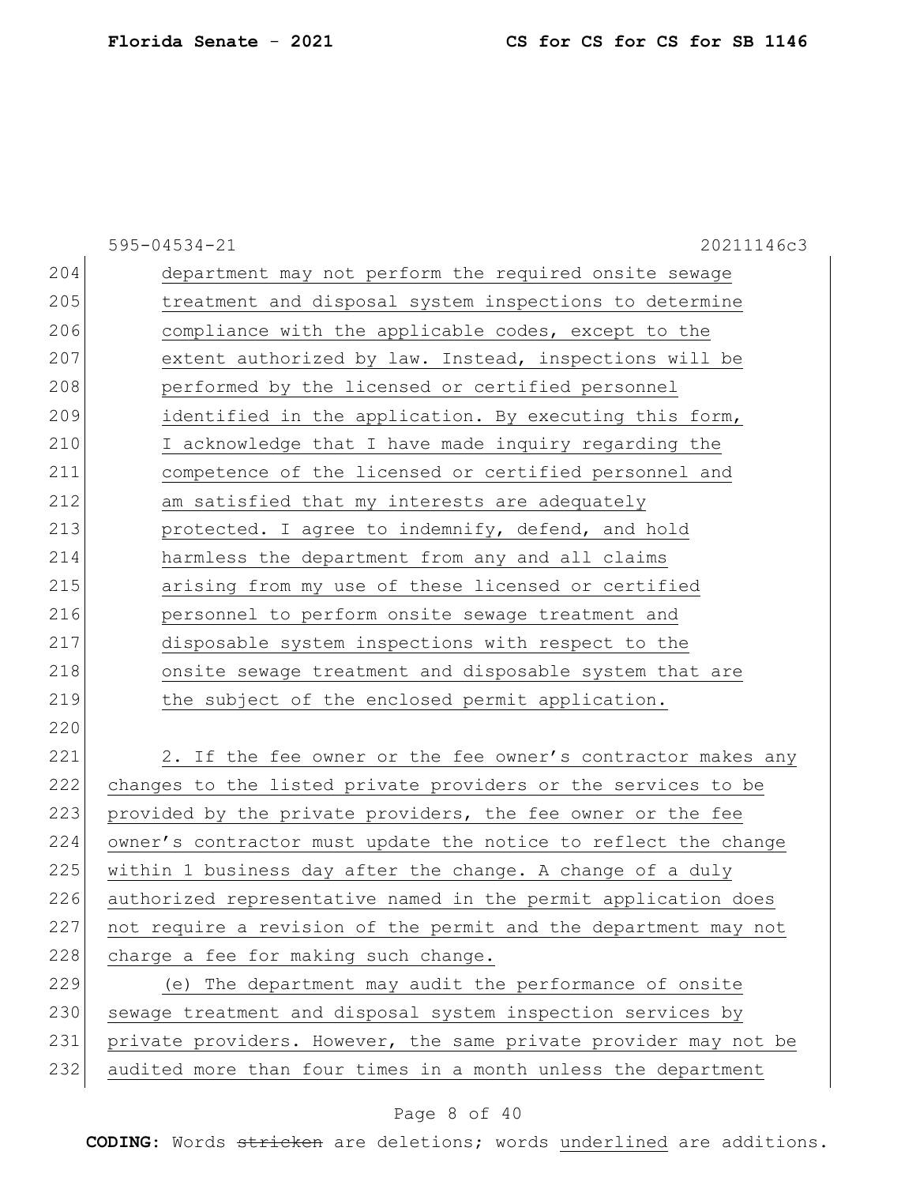department may not perform the required onsite sewage treatment and disposal system inspections to determine compliance with the applicable codes, except to the extent authorized by law. Instead, inspections will be performed by the licensed or certified personnel identified in the application. By executing this form, I acknowledge that I have made inquiry regarding the competence of the licensed or certified personnel and am satisfied that my interests are adequately protected. I agree to indemnify, defend, and hold harmless the department from any and all claims arising from my use of these licensed or certified personnel to perform onsite sewage treatment and disposable system inspections with respect to the onsite sewage treatment and disposable system that are the subject of the enclosed permit application.

2. If the fee owner or the fee owner's contractor makes any changes to the listed private providers or the services to be provided by the private providers, the fee owner or the fee owner's contractor must update the notice to reflect the change within 1 business day after the change. A change of a duly authorized representative named in the permit application does not require a revision of the permit and the department may not charge a fee for making such change.

(e) The department may audit the performance of onsite sewage treatment and disposal system inspection services by private providers. However, the same private provider may not be audited more than four times in a month unless the department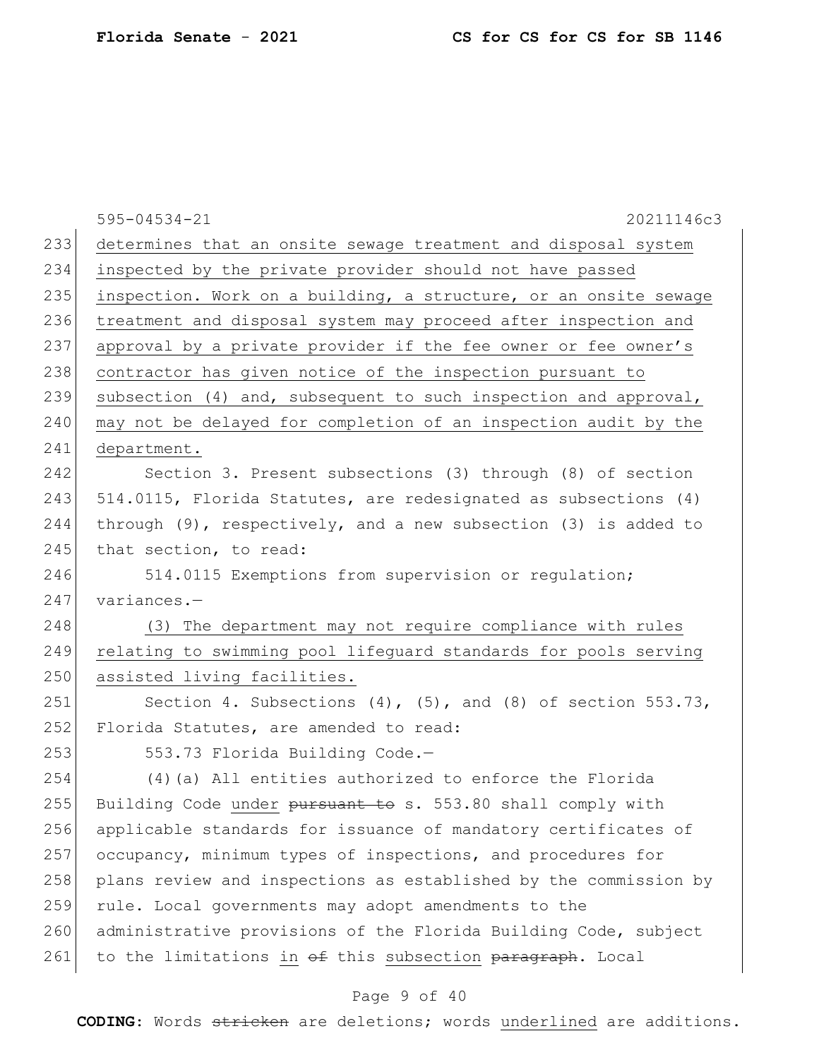determines that an onsite sewage treatment and disposal system inspected by the private provider should not have passed inspection. Work on a building, a structure, or an onsite sewage treatment and disposal system may proceed after inspection and approval by a private provider if the fee owner or fee owner's contractor has given notice of the inspection pursuant to subsection (4) and, subsequent to such inspection and approval, may not be delayed for completion of an inspection audit by the department.

Section 3. Present subsections (3) through (8) of section 514.0115, Florida Statutes, are redesignated as subsections (4) through (9), respectively, and a new subsection (3) is added to that section, to read:

514.0115 Exemptions from supervision or regulation; variances.—

(3) The department may not require compliance with rules relating to swimming pool lifeguard standards for pools serving assisted living facilities.

Section 4. Subsections (4), (5), and (8) of section 553.73, Florida Statutes, are amended to read:

553.73 Florida Building Code.—

(4)(a) All entities authorized to enforce the Florida Building Code under ~~pursuant to~~ s. 553.80 shall comply with applicable standards for issuance of mandatory certificates of occupancy, minimum types of inspections, and procedures for plans review and inspections as established by the commission by rule. Local governments may adopt amendments to the administrative provisions of the Florida Building Code, subject to the limitations in ~~of~~ this subsection ~~paragraph~~. Local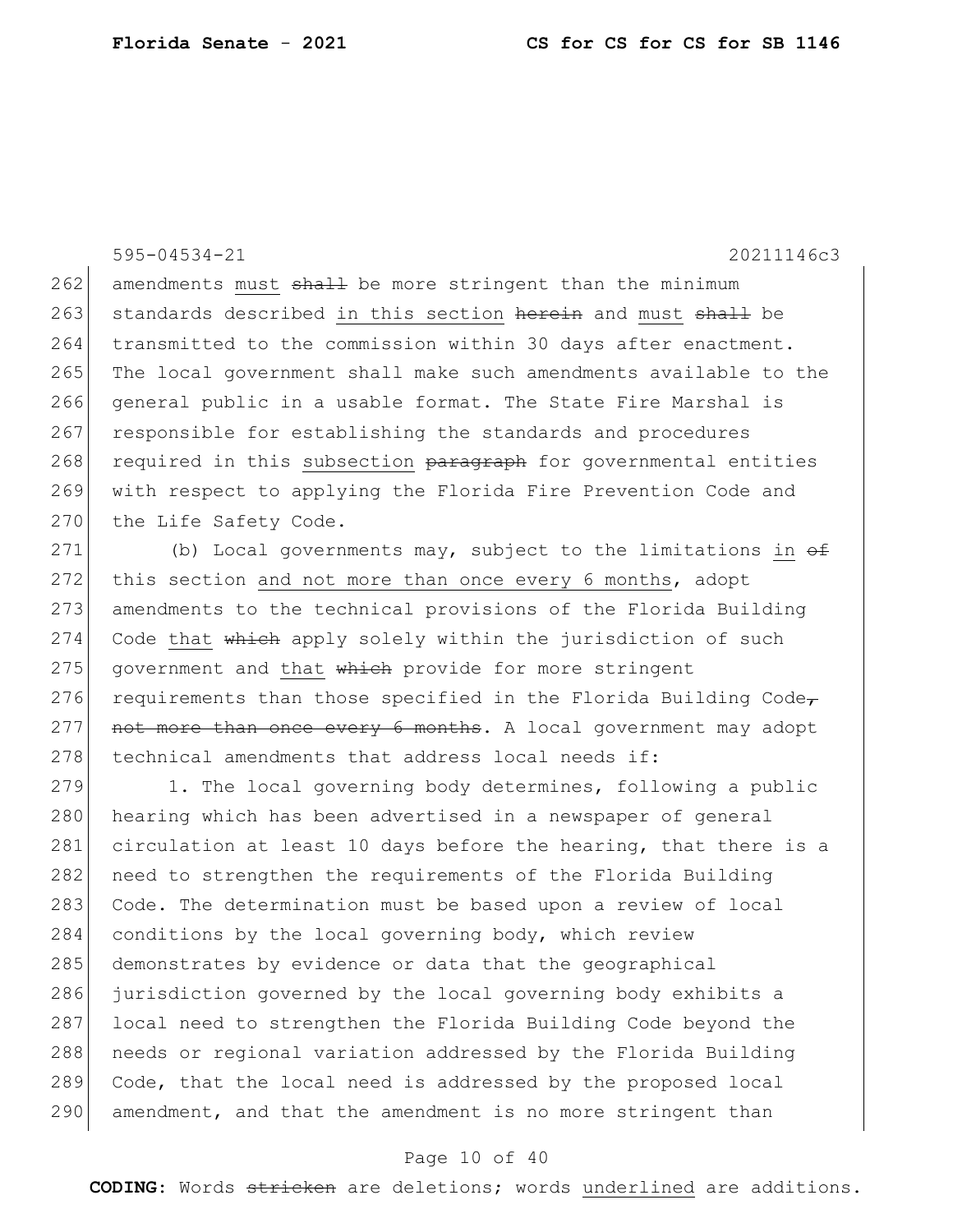amendments must ~~shall~~ be more stringent than the minimum standards described in this section ~~herein~~ and must ~~shall~~ be transmitted to the commission within 30 days after enactment. The local government shall make such amendments available to the general public in a usable format. The State Fire Marshal is responsible for establishing the standards and procedures required in this subsection ~~paragraph~~ for governmental entities with respect to applying the Florida Fire Prevention Code and the Life Safety Code.

(b) Local governments may, subject to the limitations in ~~of~~ this section and not more than once every 6 months, adopt amendments to the technical provisions of the Florida Building Code that ~~which~~ apply solely within the jurisdiction of such government and that ~~which~~ provide for more stringent requirements than those specified in the Florida Building Code~~, not more than once every 6 months~~. A local government may adopt technical amendments that address local needs if:

1. The local governing body determines, following a public hearing which has been advertised in a newspaper of general circulation at least 10 days before the hearing, that there is a need to strengthen the requirements of the Florida Building Code. The determination must be based upon a review of local conditions by the local governing body, which review demonstrates by evidence or data that the geographical jurisdiction governed by the local governing body exhibits a local need to strengthen the Florida Building Code beyond the needs or regional variation addressed by the Florida Building Code, that the local need is addressed by the proposed local amendment, and that the amendment is no more stringent than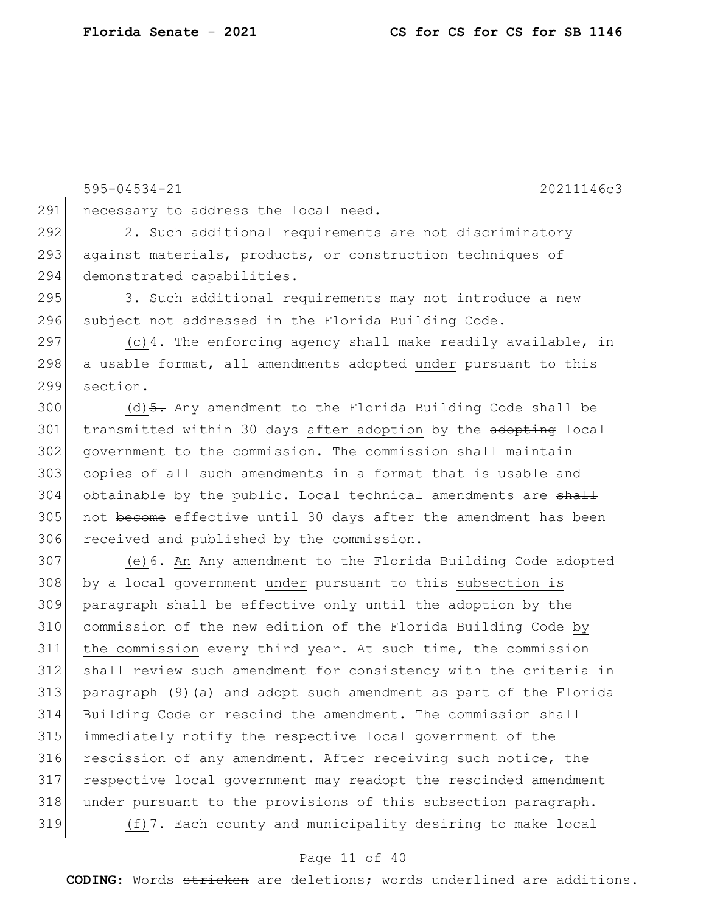necessary to address the local need.

2. Such additional requirements are not discriminatory against materials, products, or construction techniques of demonstrated capabilities.

3. Such additional requirements may not introduce a new subject not addressed in the Florida Building Code.

(c)~~4.~~ The enforcing agency shall make readily available, in a usable format, all amendments adopted <u>under</u> ~~pursuant to~~ this section.

(d)~~5.~~ Any amendment to the Florida Building Code shall be transmitted within 30 days <u>after adoption</u> by the ~~adopting~~ local government to the commission. The commission shall maintain copies of all such amendments in a format that is usable and obtainable by the public. Local technical amendments <u>are</u> ~~shall~~ not ~~become~~ effective until 30 days after the amendment has been received and published by the commission.

(e)~~6.~~ <u>An</u> ~~Any~~ amendment to the Florida Building Code adopted by a local government <u>under</u> ~~pursuant to~~ this <u>subsection is</u> ~~paragraph shall be~~ effective only until the adoption ~~by the commission~~ of the new edition of the Florida Building Code <u>by the commission</u> every third year. At such time, the commission shall review such amendment for consistency with the criteria in paragraph (9)(a) and adopt such amendment as part of the Florida Building Code or rescind the amendment. The commission shall immediately notify the respective local government of the rescission of any amendment. After receiving such notice, the respective local government may readopt the rescinded amendment <u>under</u> ~~pursuant to~~ the provisions of this <u>subsection</u> ~~paragraph~~.

<u>(f)</u>~~7.~~ Each county and municipality desiring to make local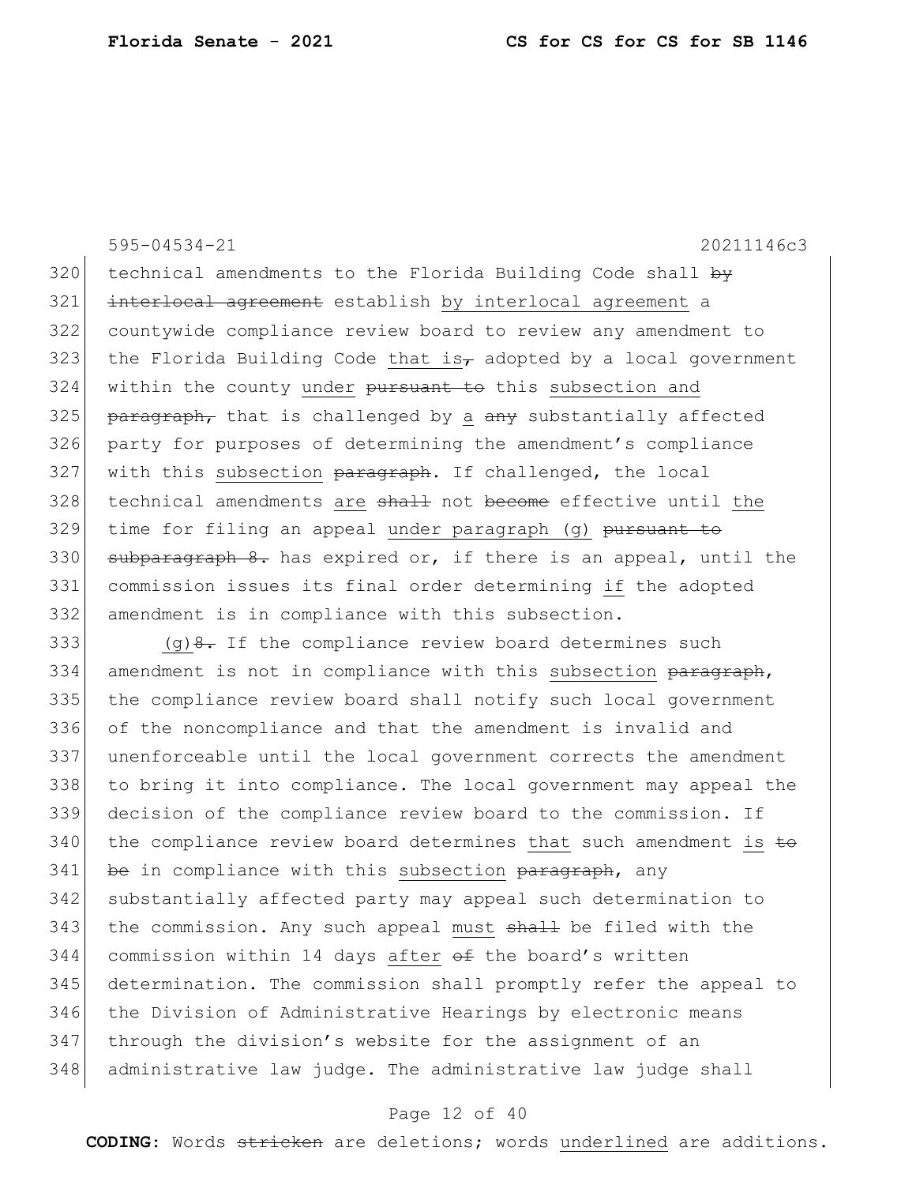595-04534-21 20211146c3

320 technical amendments to the Florida Building Code shall ~~by~~
321 ~~interlocal agreement~~ establish <u>by interlocal agreement</u> a
322 countywide compliance review board to review any amendment to
323 the Florida Building Code <u>that is</u>~~,~~ adopted by a local government
324 within the county <u>under</u> ~~pursuant to~~ this <u>subsection and</u>
325 ~~paragraph,~~ that is challenged by <u>a</u> ~~any~~ substantially affected
326 party for purposes of determining the amendment's compliance
327 with this <u>subsection</u> ~~paragraph~~. If challenged, the local
328 technical amendments <u>are</u> ~~shall~~ not ~~become~~ effective until <u>the</u>
329 time for filing an appeal <u>under paragraph (g)</u> ~~pursuant to~~
330 ~~subparagraph 8.~~ has expired or, if there is an appeal, until the
331 commission issues its final order determining <u>if</u> the adopted
332 amendment is in compliance with this subsection.

333 <u>(g)</u>~~8.~~ If the compliance review board determines such
334 amendment is not in compliance with this <u>subsection</u> ~~paragraph~~,
335 the compliance review board shall notify such local government
336 of the noncompliance and that the amendment is invalid and
337 unenforceable until the local government corrects the amendment
338 to bring it into compliance. The local government may appeal the
339 decision of the compliance review board to the commission. If
340 the compliance review board determines <u>that</u> such amendment <u>is</u> ~~to~~
341 ~~be~~ in compliance with this <u>subsection</u> ~~paragraph~~, any
342 substantially affected party may appeal such determination to
343 the commission. Any such appeal <u>must</u> ~~shall~~ be filed with the
344 commission within 14 days <u>after</u> ~~of~~ the board's written
345 determination. The commission shall promptly refer the appeal to
346 the Division of Administrative Hearings by electronic means
347 through the division's website for the assignment of an
348 administrative law judge. The administrative law judge shall

**CODING:** Words ~~stricken~~ are deletions; words <u>underlined</u> are additions.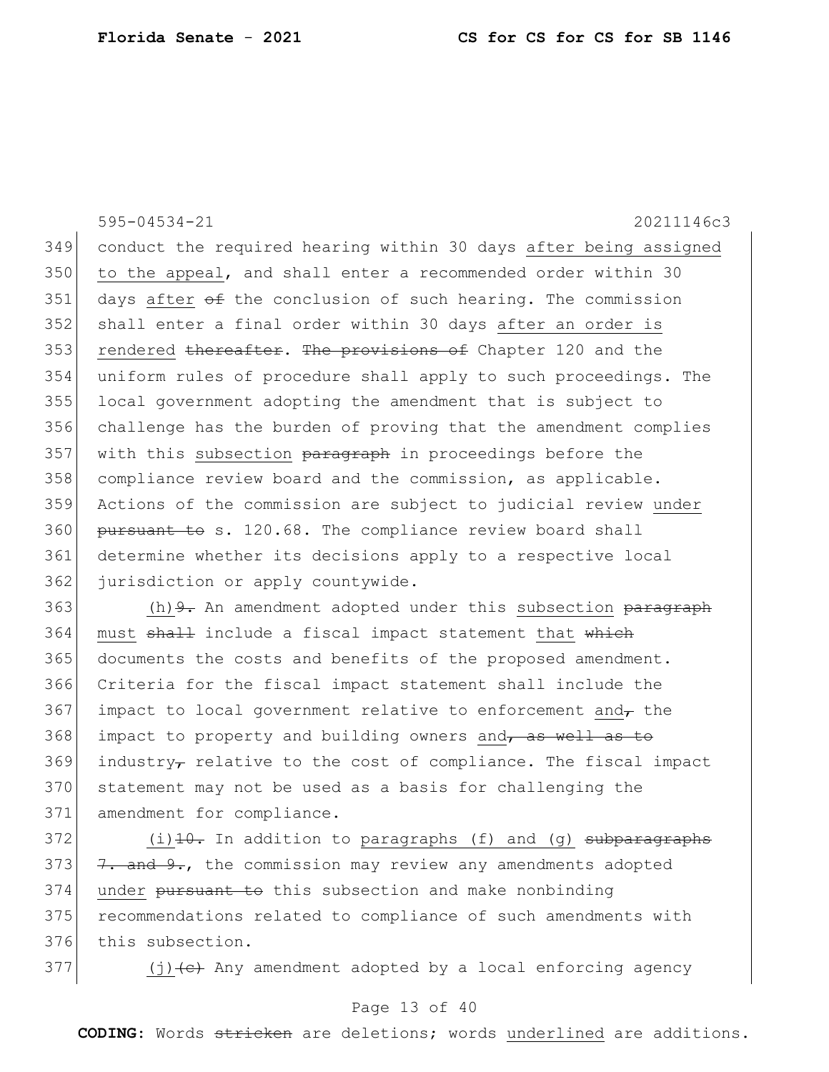conduct the required hearing within 30 days <u>after being assigned to the appeal</u>, and shall enter a recommended order within 30 days <u>after</u> ~~of~~ the conclusion of such hearing. The commission shall enter a final order within 30 days <u>after an order is rendered</u> ~~thereafter~~. ~~The provisions of~~ Chapter 120 and the uniform rules of procedure shall apply to such proceedings. The local government adopting the amendment that is subject to challenge has the burden of proving that the amendment complies with this <u>subsection</u> ~~paragraph~~ in proceedings before the compliance review board and the commission, as applicable. Actions of the commission are subject to judicial review <u>under</u> ~~pursuant to~~ s. 120.68. The compliance review board shall determine whether its decisions apply to a respective local jurisdiction or apply countywide.

<u>(h)</u>~~9.~~ An amendment adopted under this <u>subsection</u> ~~paragraph~~ <u>must</u> ~~shall~~ include a fiscal impact statement <u>that</u> ~~which~~ documents the costs and benefits of the proposed amendment. Criteria for the fiscal impact statement shall include the impact to local government relative to enforcement <u>and</u>~~,~~ the impact to property and building owners <u>and</u>~~, as well as to~~ industry~~,~~ relative to the cost of compliance. The fiscal impact statement may not be used as a basis for challenging the amendment for compliance.

<u>(i)</u>~~10.~~ In addition to <u>paragraphs (f) and (g)</u> ~~subparagraphs 7. and 9.~~, the commission may review any amendments adopted <u>under</u> ~~pursuant to~~ this subsection and make nonbinding recommendations related to compliance of such amendments with this subsection.

<u>(j)</u>~~(c)~~ Any amendment adopted by a local enforcing agency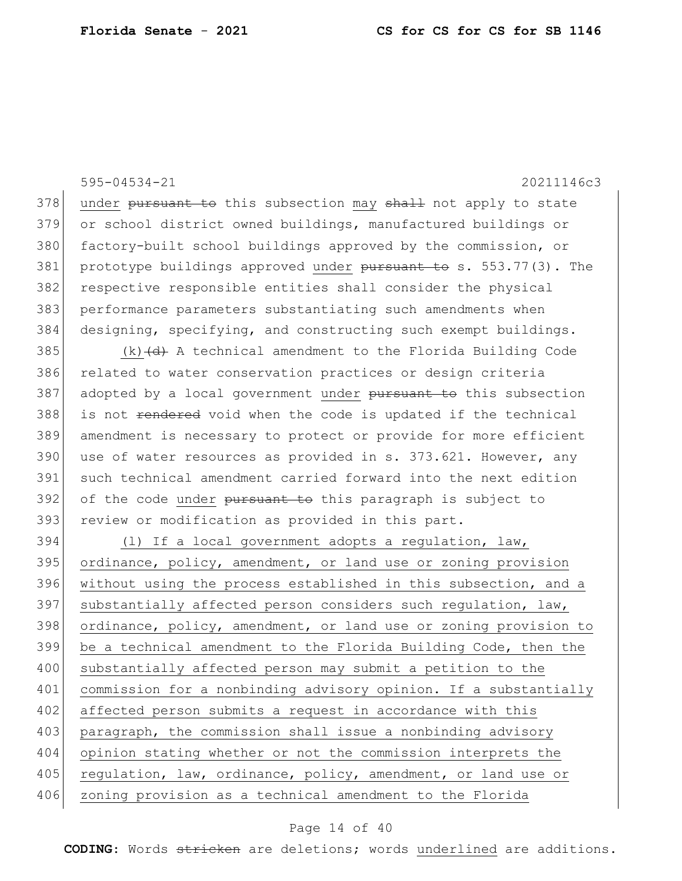under ~~pursuant to~~ this subsection may ~~shall~~ not apply to state or school district owned buildings, manufactured buildings or factory-built school buildings approved by the commission, or prototype buildings approved under ~~pursuant to~~ s. 553.77(3). The respective responsible entities shall consider the physical performance parameters substantiating such amendments when designing, specifying, and constructing such exempt buildings.

(k)~~(d)~~ A technical amendment to the Florida Building Code related to water conservation practices or design criteria adopted by a local government under ~~pursuant to~~ this subsection is not ~~rendered~~ void when the code is updated if the technical amendment is necessary to protect or provide for more efficient use of water resources as provided in s. 373.621. However, any such technical amendment carried forward into the next edition of the code under ~~pursuant to~~ this paragraph is subject to review or modification as provided in this part.

(l) If a local government adopts a regulation, law, ordinance, policy, amendment, or land use or zoning provision without using the process established in this subsection, and a substantially affected person considers such regulation, law, ordinance, policy, amendment, or land use or zoning provision to be a technical amendment to the Florida Building Code, then the substantially affected person may submit a petition to the commission for a nonbinding advisory opinion. If a substantially affected person submits a request in accordance with this paragraph, the commission shall issue a nonbinding advisory opinion stating whether or not the commission interprets the regulation, law, ordinance, policy, amendment, or land use or zoning provision as a technical amendment to the Florida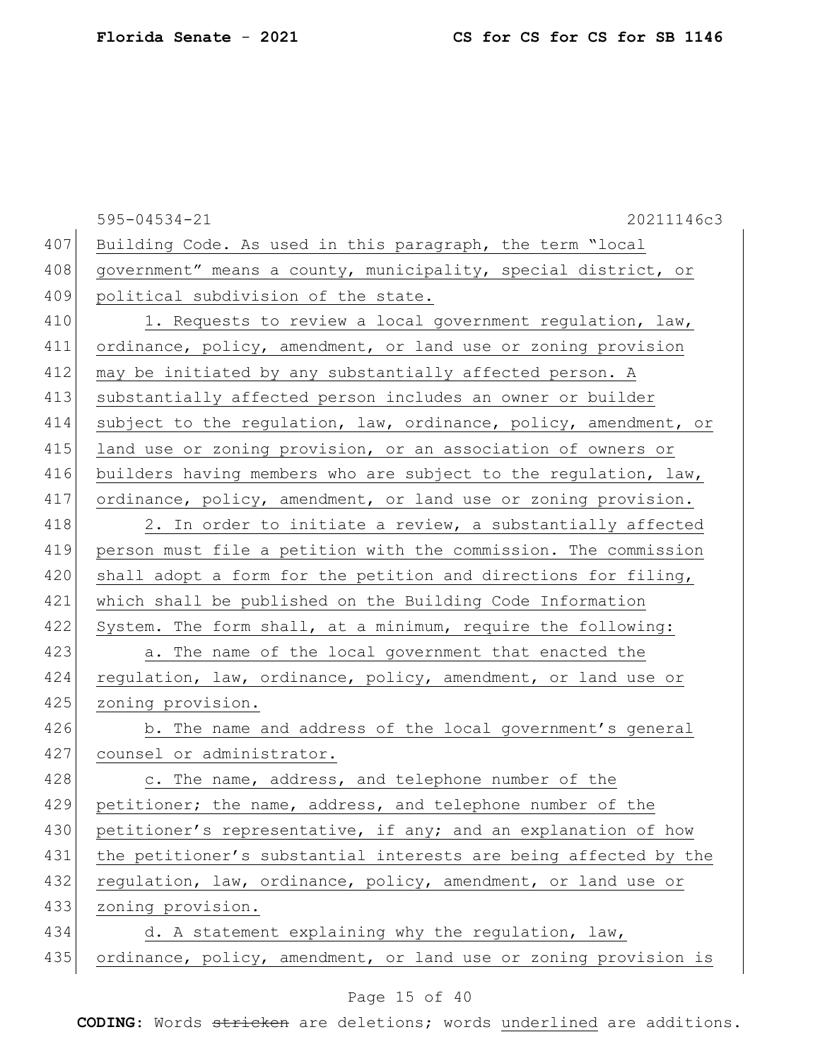Building Code. As used in this paragraph, the term "local government" means a county, municipality, special district, or political subdivision of the state.

1. Requests to review a local government regulation, law, ordinance, policy, amendment, or land use or zoning provision may be initiated by any substantially affected person. A substantially affected person includes an owner or builder subject to the regulation, law, ordinance, policy, amendment, or land use or zoning provision, or an association of owners or builders having members who are subject to the regulation, law, ordinance, policy, amendment, or land use or zoning provision.

2. In order to initiate a review, a substantially affected person must file a petition with the commission. The commission shall adopt a form for the petition and directions for filing, which shall be published on the Building Code Information System. The form shall, at a minimum, require the following:

a. The name of the local government that enacted the regulation, law, ordinance, policy, amendment, or land use or zoning provision.

b. The name and address of the local government's general counsel or administrator.

c. The name, address, and telephone number of the petitioner; the name, address, and telephone number of the petitioner's representative, if any; and an explanation of how the petitioner's substantial interests are being affected by the regulation, law, ordinance, policy, amendment, or land use or zoning provision.

d. A statement explaining why the regulation, law, ordinance, policy, amendment, or land use or zoning provision is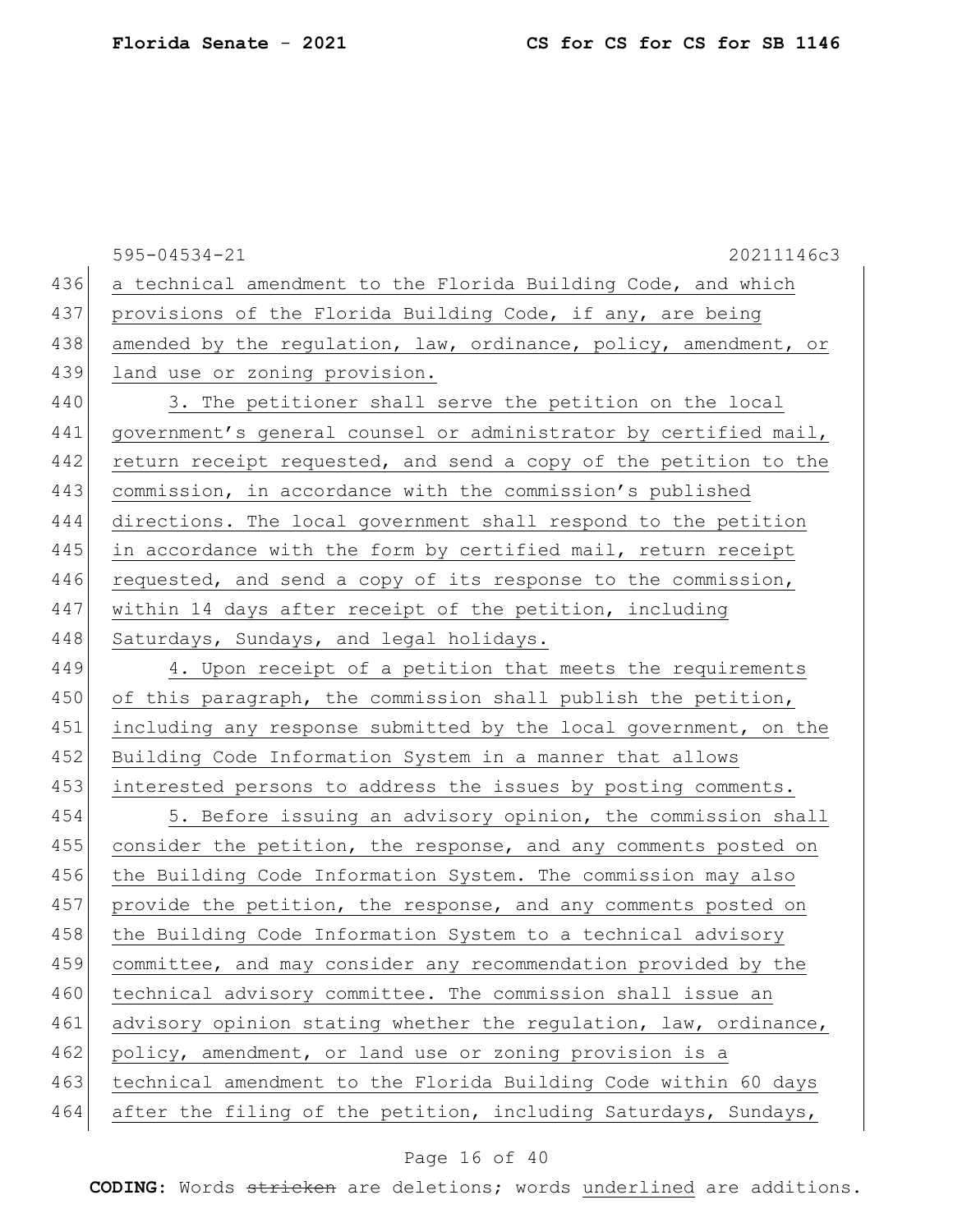a technical amendment to the Florida Building Code, and which provisions of the Florida Building Code, if any, are being amended by the regulation, law, ordinance, policy, amendment, or land use or zoning provision.

3. The petitioner shall serve the petition on the local government's general counsel or administrator by certified mail, return receipt requested, and send a copy of the petition to the commission, in accordance with the commission's published directions. The local government shall respond to the petition in accordance with the form by certified mail, return receipt requested, and send a copy of its response to the commission, within 14 days after receipt of the petition, including Saturdays, Sundays, and legal holidays.

4. Upon receipt of a petition that meets the requirements of this paragraph, the commission shall publish the petition, including any response submitted by the local government, on the Building Code Information System in a manner that allows interested persons to address the issues by posting comments.

5. Before issuing an advisory opinion, the commission shall consider the petition, the response, and any comments posted on the Building Code Information System. The commission may also provide the petition, the response, and any comments posted on the Building Code Information System to a technical advisory committee, and may consider any recommendation provided by the technical advisory committee. The commission shall issue an advisory opinion stating whether the regulation, law, ordinance, policy, amendment, or land use or zoning provision is a technical amendment to the Florida Building Code within 60 days after the filing of the petition, including Saturdays, Sundays,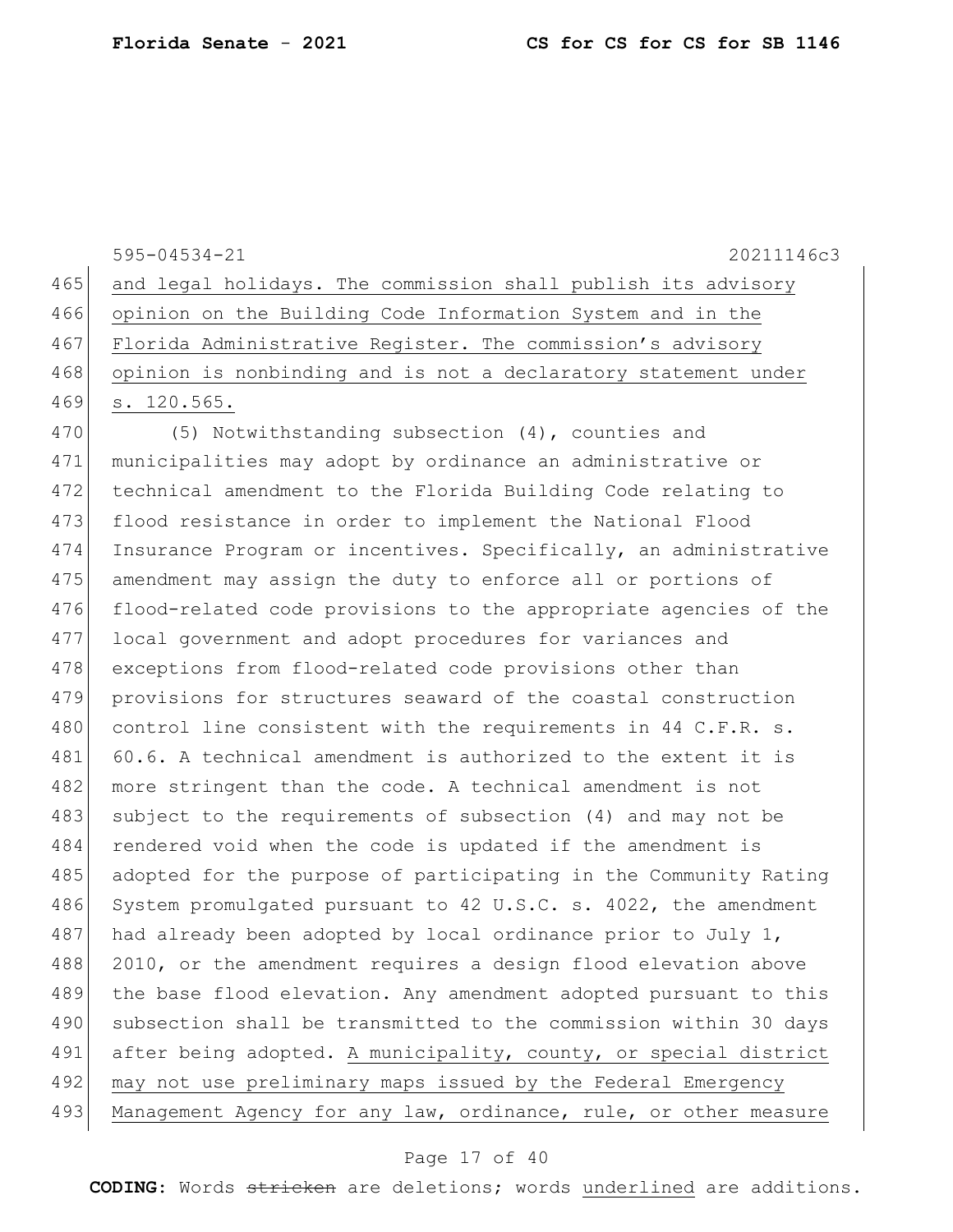and legal holidays. The commission shall publish its advisory opinion on the Building Code Information System and in the Florida Administrative Register. The commission's advisory opinion is nonbinding and is not a declaratory statement under s. 120.565.

(5) Notwithstanding subsection (4), counties and municipalities may adopt by ordinance an administrative or technical amendment to the Florida Building Code relating to flood resistance in order to implement the National Flood Insurance Program or incentives. Specifically, an administrative amendment may assign the duty to enforce all or portions of flood-related code provisions to the appropriate agencies of the local government and adopt procedures for variances and exceptions from flood-related code provisions other than provisions for structures seaward of the coastal construction control line consistent with the requirements in 44 C.F.R. s. 60.6. A technical amendment is authorized to the extent it is more stringent than the code. A technical amendment is not subject to the requirements of subsection (4) and may not be rendered void when the code is updated if the amendment is adopted for the purpose of participating in the Community Rating System promulgated pursuant to 42 U.S.C. s. 4022, the amendment had already been adopted by local ordinance prior to July 1, 2010, or the amendment requires a design flood elevation above the base flood elevation. Any amendment adopted pursuant to this subsection shall be transmitted to the commission within 30 days after being adopted. A municipality, county, or special district may not use preliminary maps issued by the Federal Emergency Management Agency for any law, ordinance, rule, or other measure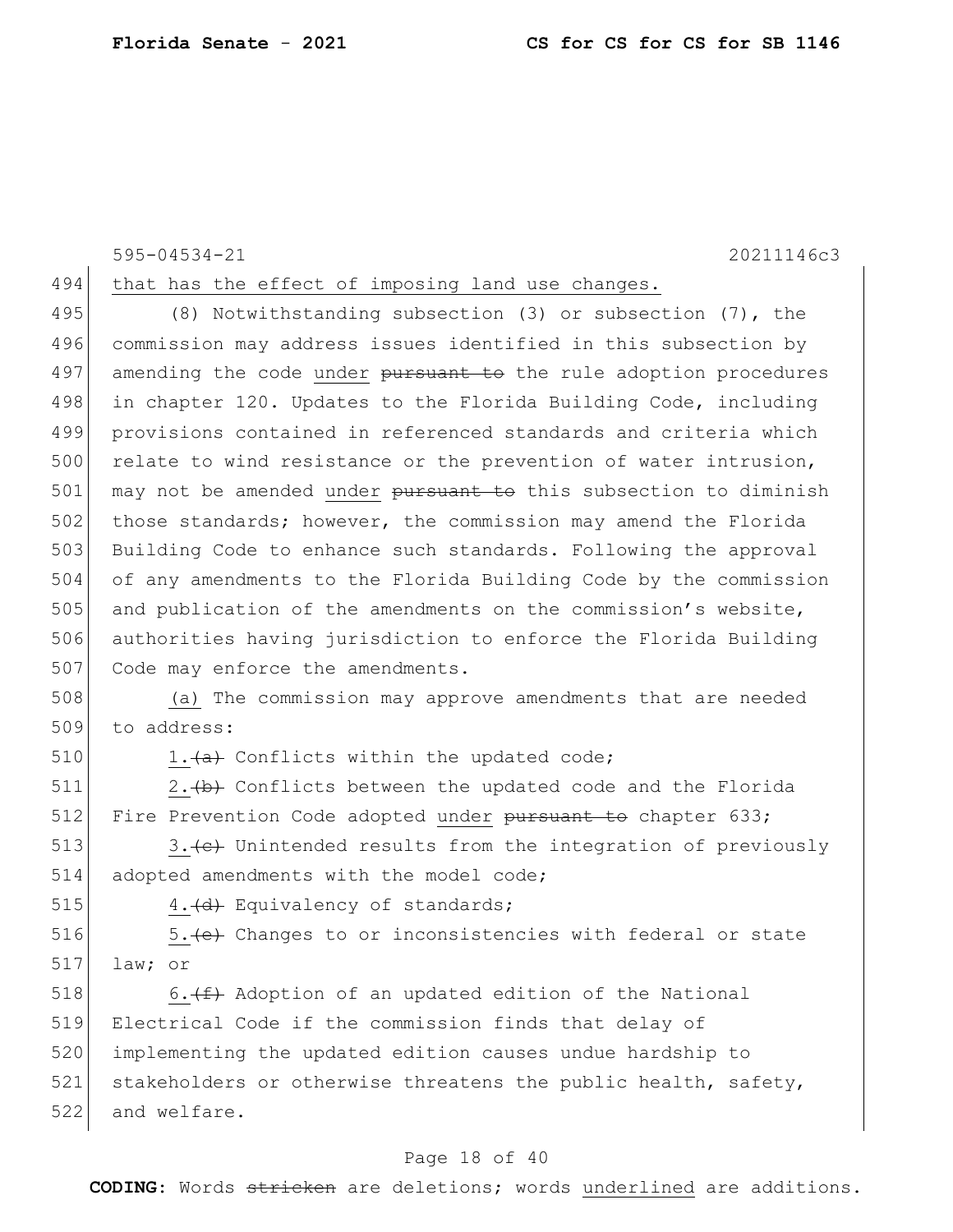<u>that has the effect of imposing land use changes.</u>

(8) Notwithstanding subsection (3) or subsection (7), the commission may address issues identified in this subsection by amending the code <u>under</u> ~~pursuant to~~ the rule adoption procedures in chapter 120. Updates to the Florida Building Code, including provisions contained in referenced standards and criteria which relate to wind resistance or the prevention of water intrusion, may not be amended <u>under</u> ~~pursuant to~~ this subsection to diminish those standards; however, the commission may amend the Florida Building Code to enhance such standards. Following the approval of any amendments to the Florida Building Code by the commission and publication of the amendments on the commission's website, authorities having jurisdiction to enforce the Florida Building Code may enforce the amendments.

<u>(a)</u> The commission may approve amendments that are needed to address:

<u>1.</u>~~(a)~~ Conflicts within the updated code;

<u>2.</u>~~(b)~~ Conflicts between the updated code and the Florida Fire Prevention Code adopted <u>under</u> ~~pursuant to~~ chapter 633;

<u>3.</u>~~(c)~~ Unintended results from the integration of previously adopted amendments with the model code;

<u>4.</u>~~(d)~~ Equivalency of standards;

<u>5.</u>~~(e)~~ Changes to or inconsistencies with federal or state law; or

<u>6.</u>~~(f)~~ Adoption of an updated edition of the National Electrical Code if the commission finds that delay of implementing the updated edition causes undue hardship to stakeholders or otherwise threatens the public health, safety, and welfare.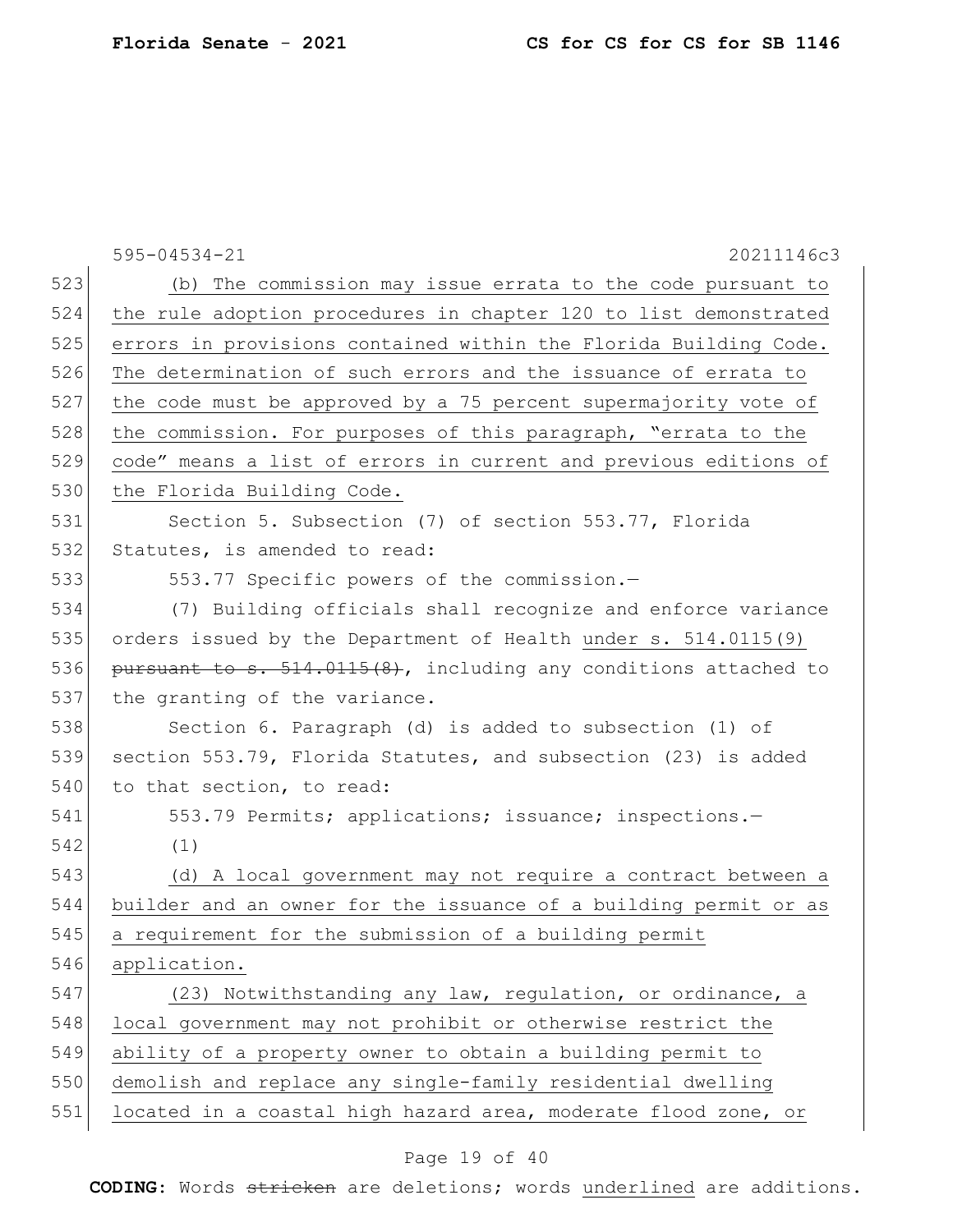(b) The commission may issue errata to the code pursuant to the rule adoption procedures in chapter 120 to list demonstrated errors in provisions contained within the Florida Building Code. The determination of such errors and the issuance of errata to the code must be approved by a 75 percent supermajority vote of the commission. For purposes of this paragraph, "errata to the code" means a list of errors in current and previous editions of the Florida Building Code.

Section 5. Subsection (7) of section 553.77, Florida Statutes, is amended to read:

553.77 Specific powers of the commission.—

(7) Building officials shall recognize and enforce variance orders issued by the Department of Health under s. 514.0115(9) ~~pursuant to s. 514.0115(8)~~, including any conditions attached to the granting of the variance.

Section 6. Paragraph (d) is added to subsection (1) of section 553.79, Florida Statutes, and subsection (23) is added to that section, to read:

553.79 Permits; applications; issuance; inspections.—

(1)

(d) A local government may not require a contract between a builder and an owner for the issuance of a building permit or as a requirement for the submission of a building permit application.

(23) Notwithstanding any law, regulation, or ordinance, a local government may not prohibit or otherwise restrict the ability of a property owner to obtain a building permit to demolish and replace any single-family residential dwelling located in a coastal high hazard area, moderate flood zone, or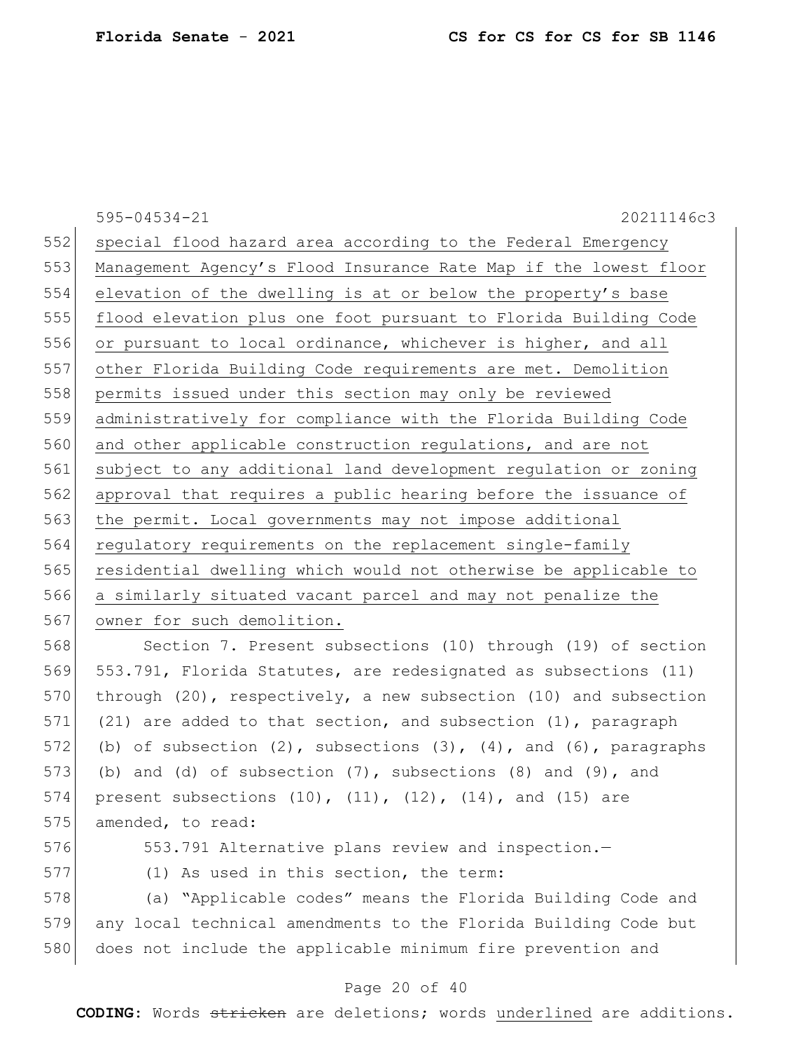special flood hazard area according to the Federal Emergency Management Agency's Flood Insurance Rate Map if the lowest floor elevation of the dwelling is at or below the property's base flood elevation plus one foot pursuant to Florida Building Code or pursuant to local ordinance, whichever is higher, and all other Florida Building Code requirements are met. Demolition permits issued under this section may only be reviewed administratively for compliance with the Florida Building Code and other applicable construction regulations, and are not subject to any additional land development regulation or zoning approval that requires a public hearing before the issuance of the permit. Local governments may not impose additional regulatory requirements on the replacement single-family residential dwelling which would not otherwise be applicable to a similarly situated vacant parcel and may not penalize the owner for such demolition.

Section 7. Present subsections (10) through (19) of section 553.791, Florida Statutes, are redesignated as subsections (11) through (20), respectively, a new subsection (10) and subsection (21) are added to that section, and subsection (1), paragraph (b) of subsection (2), subsections (3), (4), and (6), paragraphs (b) and (d) of subsection (7), subsections (8) and (9), and present subsections (10), (11), (12), (14), and (15) are amended, to read:

553.791 Alternative plans review and inspection.—

(1) As used in this section, the term:

(a) "Applicable codes" means the Florida Building Code and any local technical amendments to the Florida Building Code but does not include the applicable minimum fire prevention and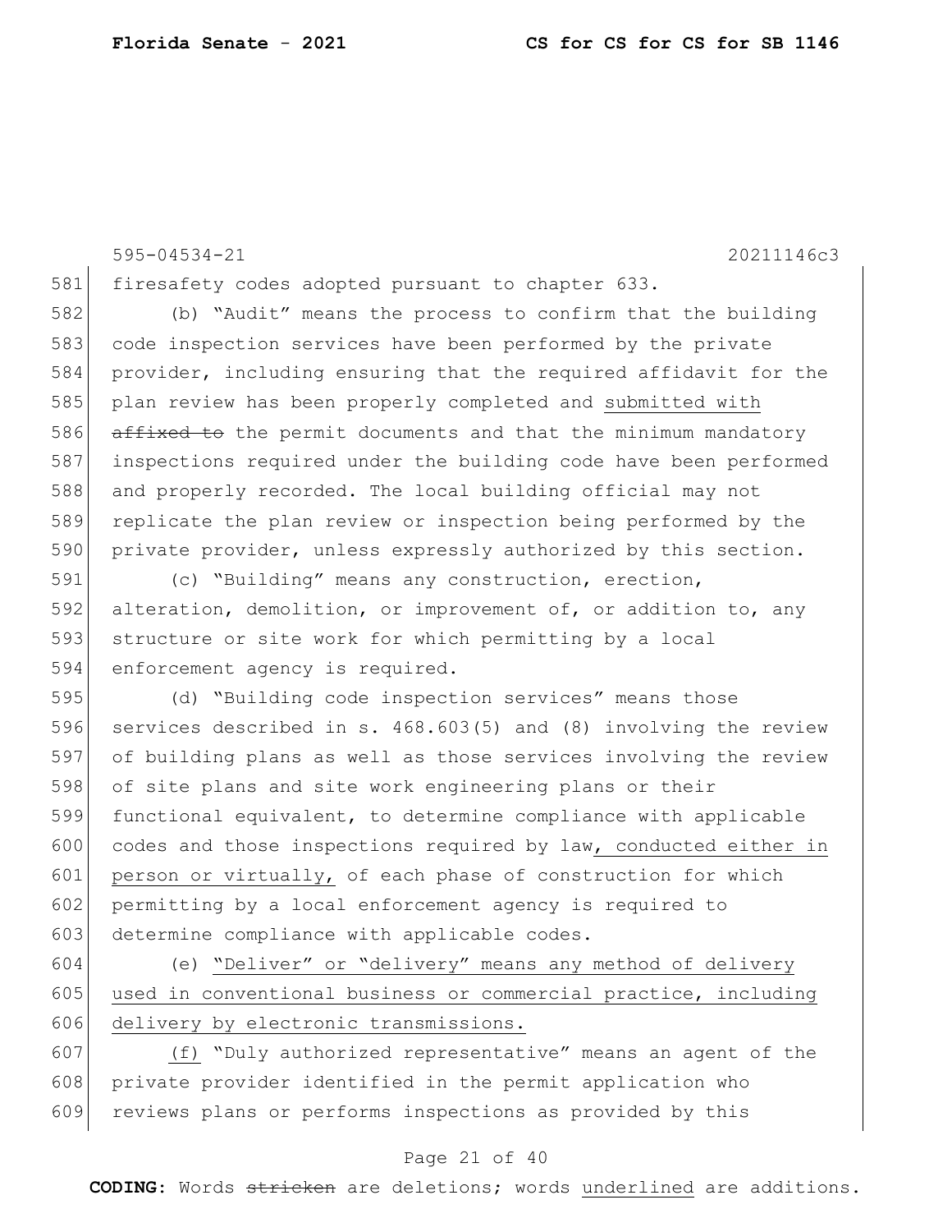firesafety codes adopted pursuant to chapter 633.

(b) "Audit" means the process to confirm that the building code inspection services have been performed by the private provider, including ensuring that the required affidavit for the plan review has been properly completed and <u>submitted with</u> ~~affixed to~~ the permit documents and that the minimum mandatory inspections required under the building code have been performed and properly recorded. The local building official may not replicate the plan review or inspection being performed by the private provider, unless expressly authorized by this section.

(c) "Building" means any construction, erection, alteration, demolition, or improvement of, or addition to, any structure or site work for which permitting by a local enforcement agency is required.

(d) "Building code inspection services" means those services described in s. 468.603(5) and (8) involving the review of building plans as well as those services involving the review of site plans and site work engineering plans or their functional equivalent, to determine compliance with applicable codes and those inspections required by law<u>, conducted either in person or virtually,</u> of each phase of construction for which permitting by a local enforcement agency is required to determine compliance with applicable codes.

(e) <u>"Deliver" or "delivery" means any method of delivery used in conventional business or commercial practice, including delivery by electronic transmissions.</u>

<u>(f)</u> "Duly authorized representative" means an agent of the private provider identified in the permit application who reviews plans or performs inspections as provided by this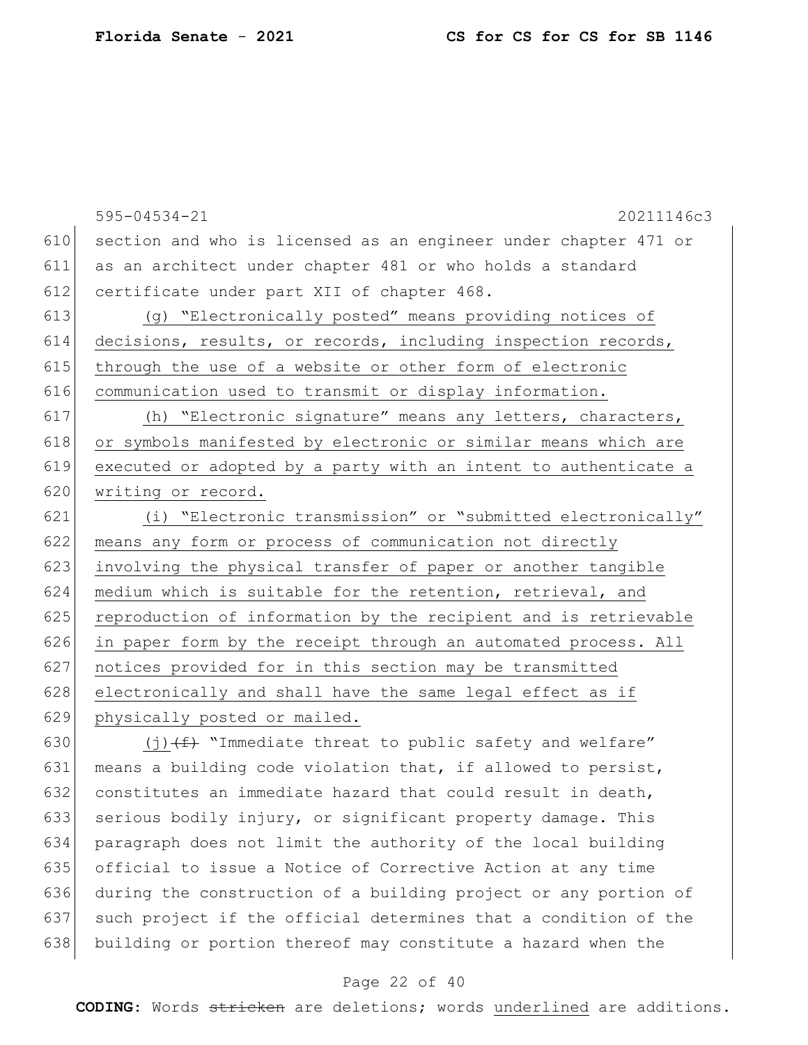section and who is licensed as an engineer under chapter 471 or as an architect under chapter 481 or who holds a standard certificate under part XII of chapter 468.

(g) "Electronically posted" means providing notices of decisions, results, or records, including inspection records, through the use of a website or other form of electronic communication used to transmit or display information.

(h) "Electronic signature" means any letters, characters, or symbols manifested by electronic or similar means which are executed or adopted by a party with an intent to authenticate a writing or record.

(i) "Electronic transmission" or "submitted electronically" means any form or process of communication not directly involving the physical transfer of paper or another tangible medium which is suitable for the retention, retrieval, and reproduction of information by the recipient and is retrievable in paper form by the receipt through an automated process. All notices provided for in this section may be transmitted electronically and shall have the same legal effect as if physically posted or mailed.

(j) ~~(f)~~ "Immediate threat to public safety and welfare" means a building code violation that, if allowed to persist, constitutes an immediate hazard that could result in death, serious bodily injury, or significant property damage. This paragraph does not limit the authority of the local building official to issue a Notice of Corrective Action at any time during the construction of a building project or any portion of such project if the official determines that a condition of the building or portion thereof may constitute a hazard when the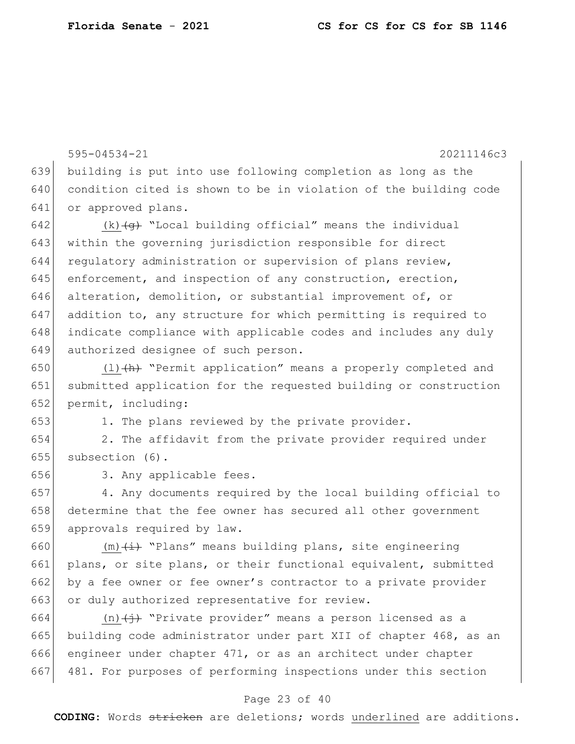595-04534-21 20211146c3

639 building is put into use following completion as long as the
640 condition cited is shown to be in violation of the building code
641 or approved plans.

642 (k) ~~(g)~~ "Local building official" means the individual
643 within the governing jurisdiction responsible for direct
644 regulatory administration or supervision of plans review,
645 enforcement, and inspection of any construction, erection,
646 alteration, demolition, or substantial improvement of, or
647 addition to, any structure for which permitting is required to
648 indicate compliance with applicable codes and includes any duly
649 authorized designee of such person.

650 (l) ~~(h)~~ "Permit application" means a properly completed and
651 submitted application for the requested building or construction
652 permit, including:

653 1. The plans reviewed by the private provider.

654 2. The affidavit from the private provider required under
655 subsection (6).

656 3. Any applicable fees.

657 4. Any documents required by the local building official to
658 determine that the fee owner has secured all other government
659 approvals required by law.

660 (m) ~~(i)~~ "Plans" means building plans, site engineering
661 plans, or site plans, or their functional equivalent, submitted
662 by a fee owner or fee owner's contractor to a private provider
663 or duly authorized representative for review.

664 (n) ~~(j)~~ "Private provider" means a person licensed as a
665 building code administrator under part XII of chapter 468, as an
666 engineer under chapter 471, or as an architect under chapter
667 481. For purposes of performing inspections under this section

**CODING:** Words ~~stricken~~ are deletions; words underlined are additions.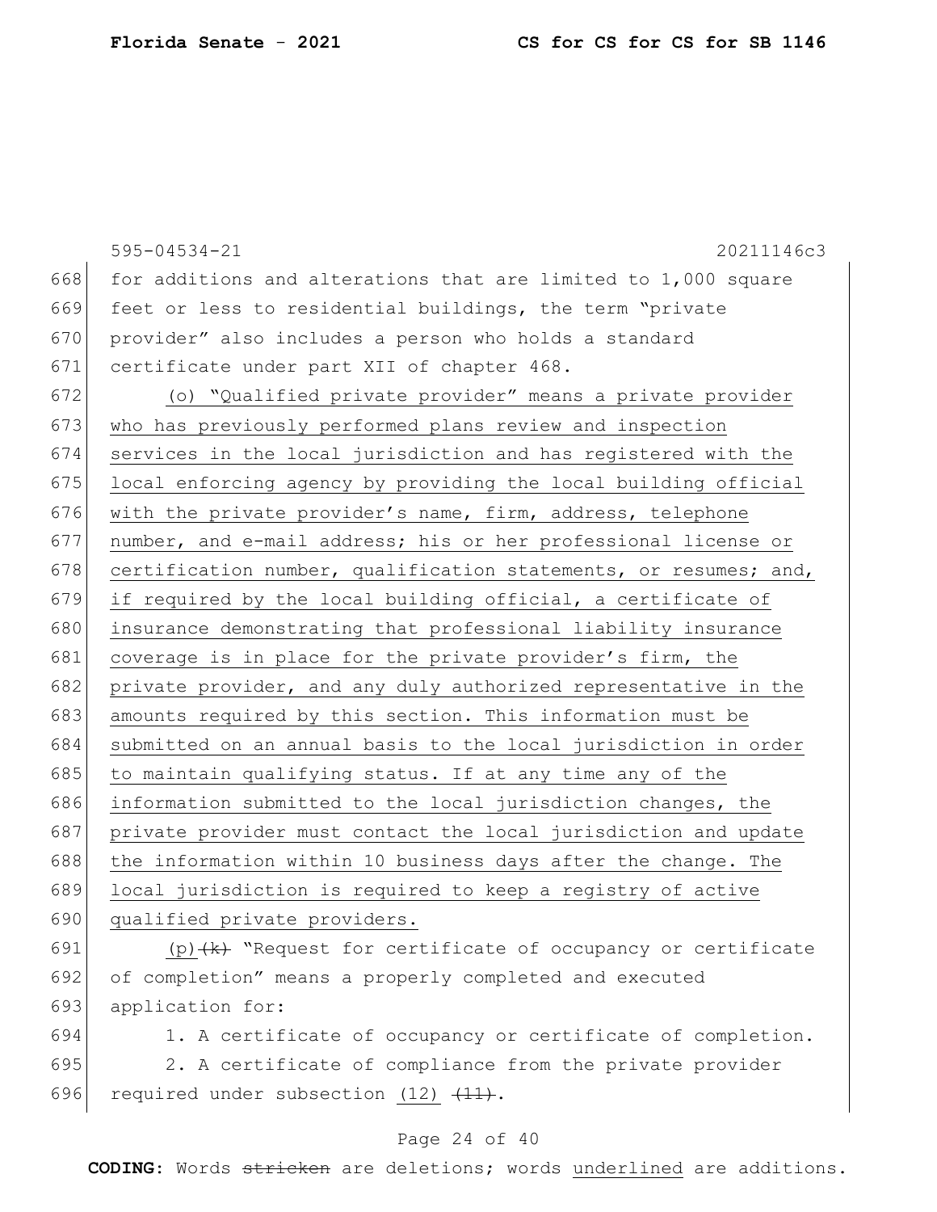for additions and alterations that are limited to 1,000 square feet or less to residential buildings, the term "private provider" also includes a person who holds a standard certificate under part XII of chapter 468.

(o) "Qualified private provider" means a private provider who has previously performed plans review and inspection services in the local jurisdiction and has registered with the local enforcing agency by providing the local building official with the private provider's name, firm, address, telephone number, and e-mail address; his or her professional license or certification number, qualification statements, or resumes; and, if required by the local building official, a certificate of insurance demonstrating that professional liability insurance coverage is in place for the private provider's firm, the private provider, and any duly authorized representative in the amounts required by this section. This information must be submitted on an annual basis to the local jurisdiction in order to maintain qualifying status. If at any time any of the information submitted to the local jurisdiction changes, the private provider must contact the local jurisdiction and update the information within 10 business days after the change. The local jurisdiction is required to keep a registry of active qualified private providers.

(p) ~~(k)~~ "Request for certificate of occupancy or certificate of completion" means a properly completed and executed application for:

1. A certificate of occupancy or certificate of completion.

2. A certificate of compliance from the private provider required under subsection (12) ~~(11)~~.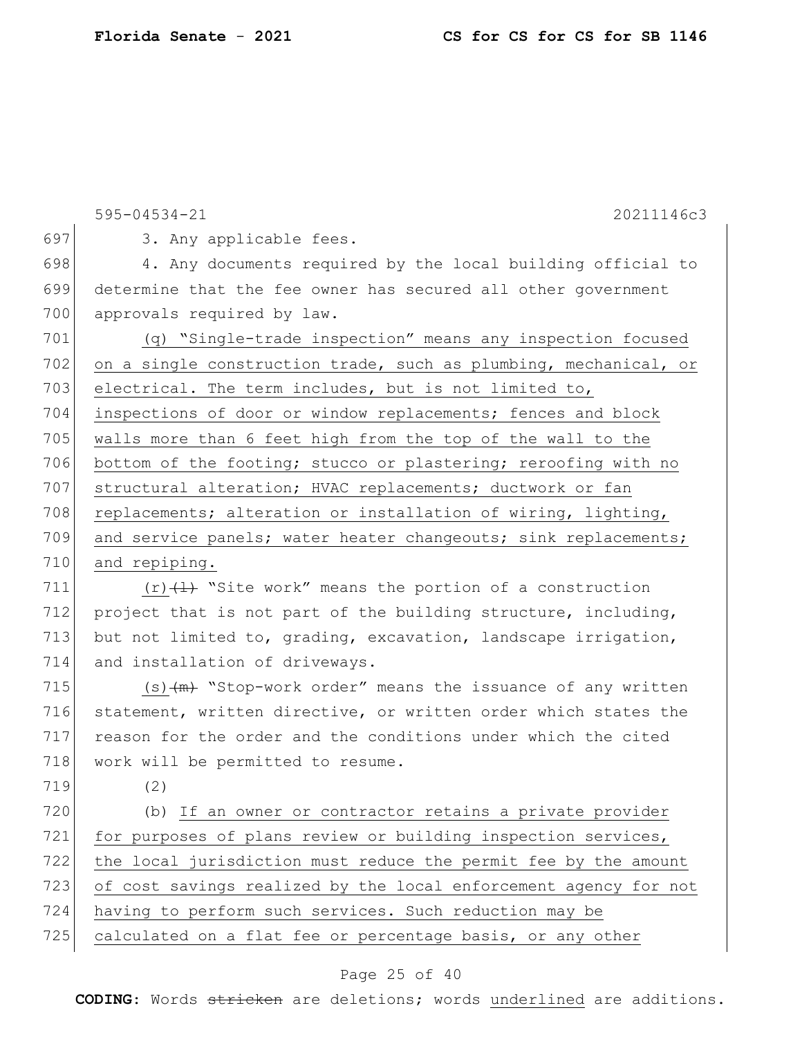3. Any applicable fees.

4. Any documents required by the local building official to determine that the fee owner has secured all other government approvals required by law.

(q) "Single-trade inspection" means any inspection focused on a single construction trade, such as plumbing, mechanical, or electrical. The term includes, but is not limited to, inspections of door or window replacements; fences and block walls more than 6 feet high from the top of the wall to the bottom of the footing; stucco or plastering; reroofing with no structural alteration; HVAC replacements; ductwork or fan replacements; alteration or installation of wiring, lighting, and service panels; water heater changeouts; sink replacements; and repiping.

(r) ~~(l)~~ "Site work" means the portion of a construction project that is not part of the building structure, including, but not limited to, grading, excavation, landscape irrigation, and installation of driveways.

(s) ~~(m)~~ "Stop-work order" means the issuance of any written statement, written directive, or written order which states the reason for the order and the conditions under which the cited work will be permitted to resume.

(2)

(b) If an owner or contractor retains a private provider for purposes of plans review or building inspection services, the local jurisdiction must reduce the permit fee by the amount of cost savings realized by the local enforcement agency for not having to perform such services. Such reduction may be calculated on a flat fee or percentage basis, or any other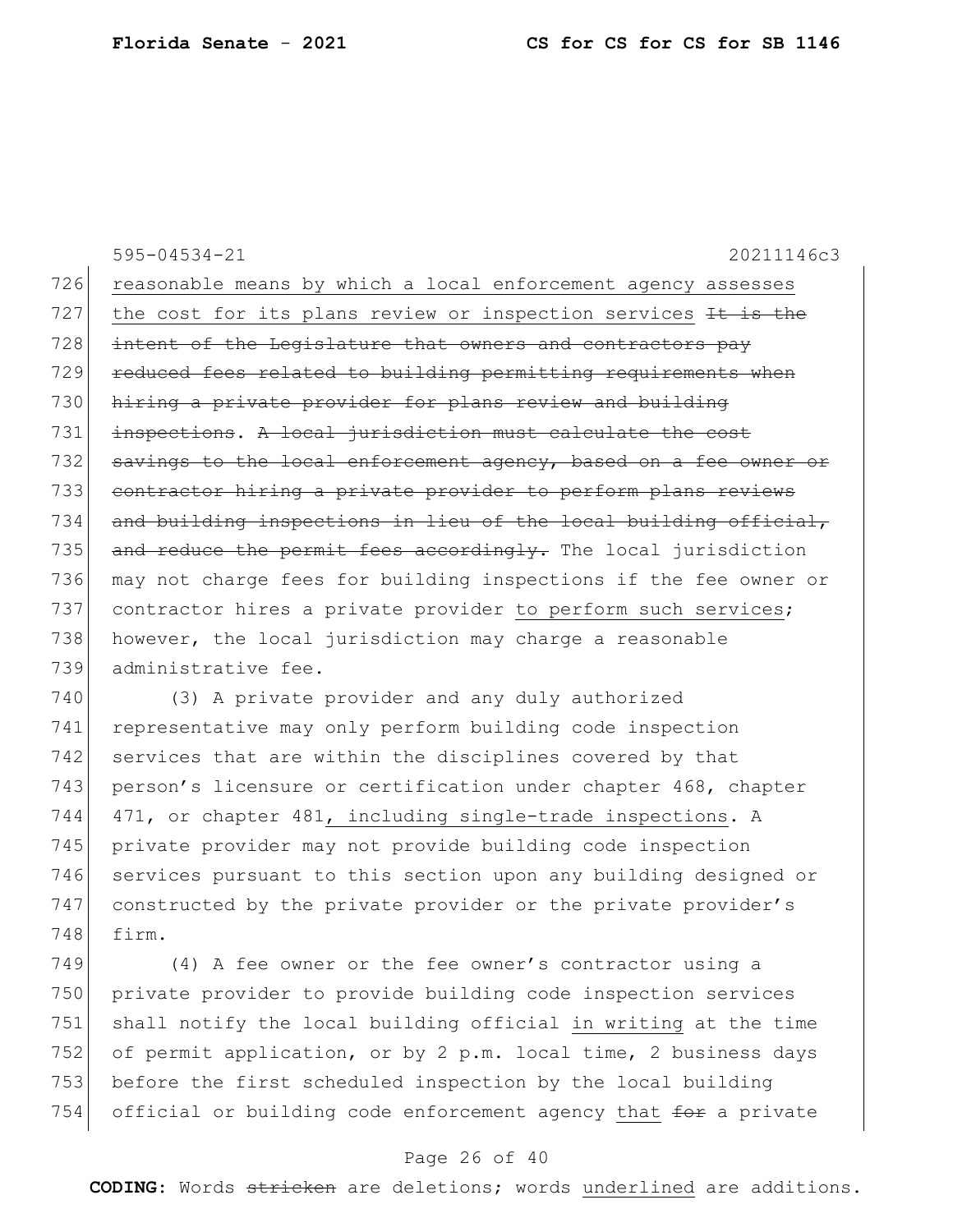reasonable means by which a local enforcement agency assesses the cost for its plans review or inspection services ~~It is the intent of the Legislature that owners and contractors pay reduced fees related to building permitting requirements when hiring a private provider for plans review and building inspections~~. ~~A local jurisdiction must calculate the cost savings to the local enforcement agency, based on a fee owner or contractor hiring a private provider to perform plans reviews and building inspections in lieu of the local building official, and reduce the permit fees accordingly.~~ The local jurisdiction may not charge fees for building inspections if the fee owner or contractor hires a private provider <u>to perform such services</u>; however, the local jurisdiction may charge a reasonable administrative fee.

(3) A private provider and any duly authorized representative may only perform building code inspection services that are within the disciplines covered by that person's licensure or certification under chapter 468, chapter 471, or chapter 481<u>, including single-trade inspections</u>. A private provider may not provide building code inspection services pursuant to this section upon any building designed or constructed by the private provider or the private provider's firm.

(4) A fee owner or the fee owner's contractor using a private provider to provide building code inspection services shall notify the local building official <u>in writing</u> at the time of permit application, or by 2 p.m. local time, 2 business days before the first scheduled inspection by the local building official or building code enforcement agency <u>that</u> ~~for~~ a private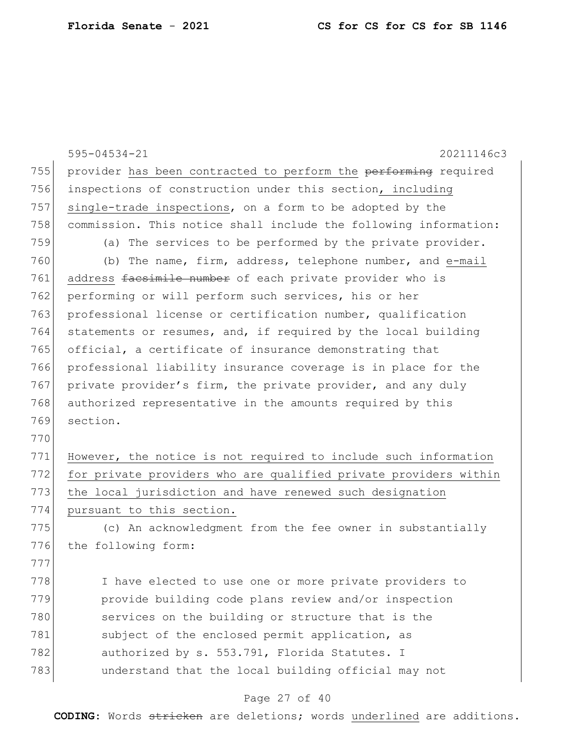provider has been contracted to perform the ~~performing~~ required inspections of construction under this section, including single-trade inspections, on a form to be adopted by the commission. This notice shall include the following information:

(a) The services to be performed by the private provider.

(b) The name, firm, address, telephone number, and e-mail address ~~facsimile number~~ of each private provider who is performing or will perform such services, his or her professional license or certification number, qualification statements or resumes, and, if required by the local building official, a certificate of insurance demonstrating that professional liability insurance coverage is in place for the private provider's firm, the private provider, and any duly authorized representative in the amounts required by this section.

However, the notice is not required to include such information for private providers who are qualified private providers within the local jurisdiction and have renewed such designation pursuant to this section.

(c) An acknowledgment from the fee owner in substantially the following form:

> I have elected to use one or more private providers to provide building code plans review and/or inspection services on the building or structure that is the subject of the enclosed permit application, as authorized by s. 553.791, Florida Statutes. I understand that the local building official may not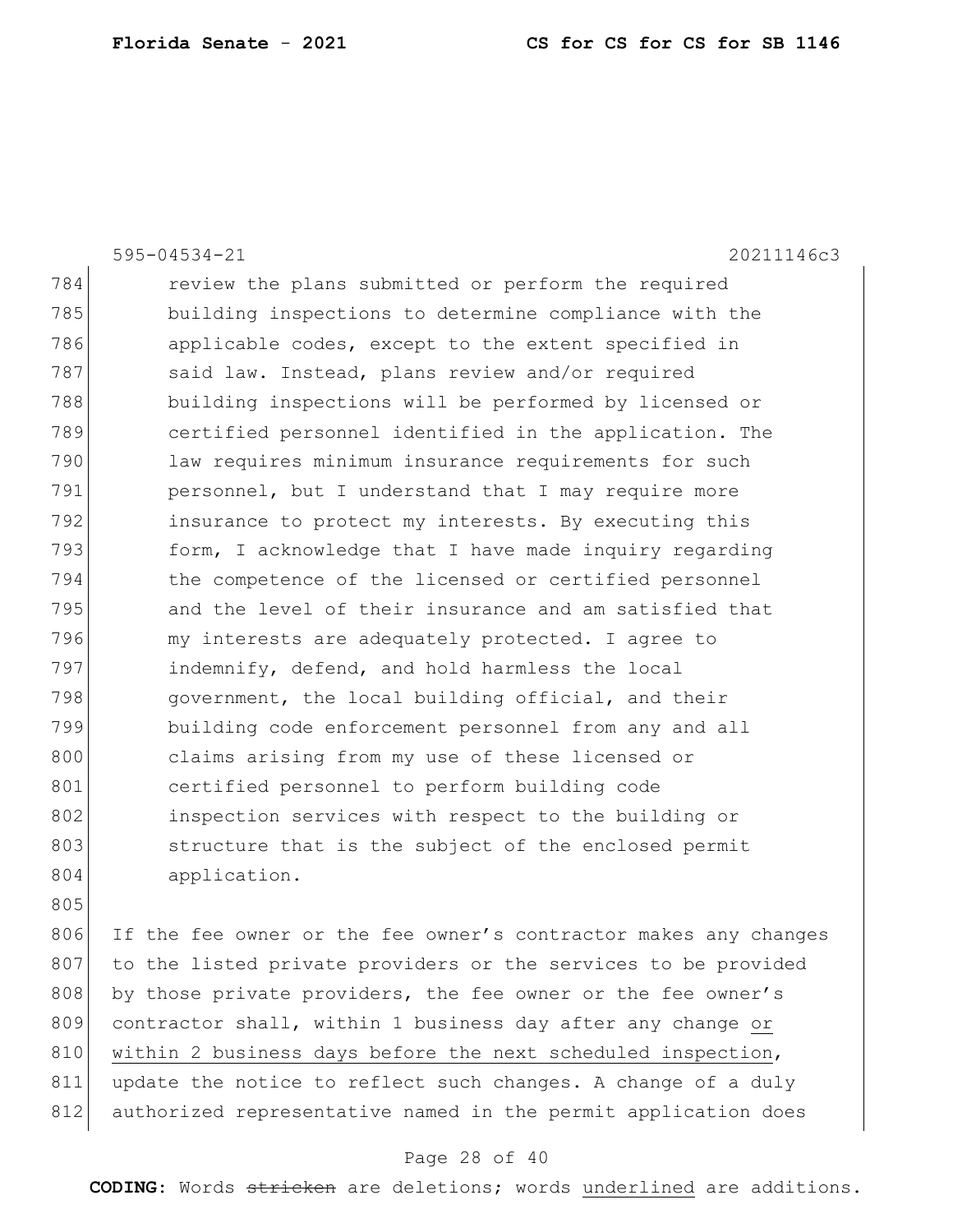review the plans submitted or perform the required building inspections to determine compliance with the applicable codes, except to the extent specified in said law. Instead, plans review and/or required building inspections will be performed by licensed or certified personnel identified in the application. The law requires minimum insurance requirements for such personnel, but I understand that I may require more insurance to protect my interests. By executing this form, I acknowledge that I have made inquiry regarding the competence of the licensed or certified personnel and the level of their insurance and am satisfied that my interests are adequately protected. I agree to indemnify, defend, and hold harmless the local government, the local building official, and their building code enforcement personnel from any and all claims arising from my use of these licensed or certified personnel to perform building code inspection services with respect to the building or structure that is the subject of the enclosed permit application.

If the fee owner or the fee owner's contractor makes any changes to the listed private providers or the services to be provided by those private providers, the fee owner or the fee owner's contractor shall, within 1 business day after any change <u>or within 2 business days before the next scheduled inspection</u>, update the notice to reflect such changes. A change of a duly authorized representative named in the permit application does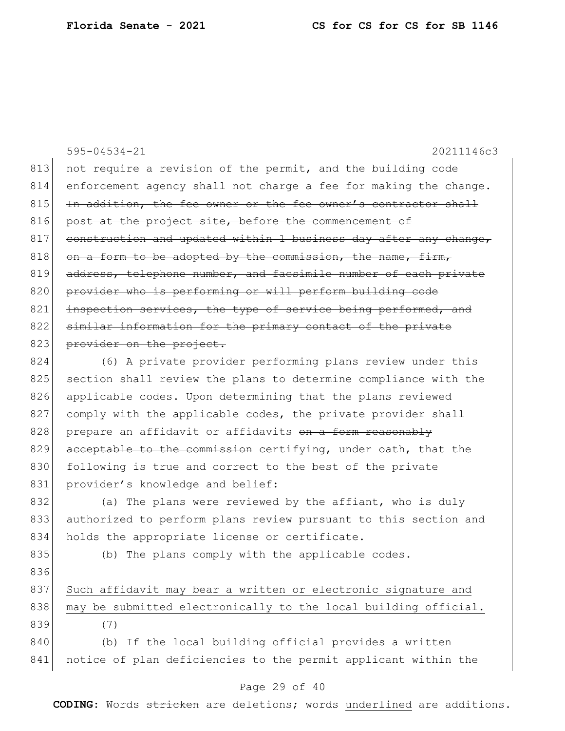not require a revision of the permit, and the building code enforcement agency shall not charge a fee for making the change. ~~In addition, the fee owner or the fee owner's contractor shall post at the project site, before the commencement of construction and updated within 1 business day after any change, on a form to be adopted by the commission, the name, firm, address, telephone number, and facsimile number of each private provider who is performing or will perform building code inspection services, the type of service being performed, and similar information for the primary contact of the private provider on the project.~~

(6) A private provider performing plans review under this section shall review the plans to determine compliance with the applicable codes. Upon determining that the plans reviewed comply with the applicable codes, the private provider shall prepare an affidavit or affidavits ~~on a form reasonably acceptable to the commission~~ certifying, under oath, that the following is true and correct to the best of the private provider's knowledge and belief:

(a) The plans were reviewed by the affiant, who is duly authorized to perform plans review pursuant to this section and holds the appropriate license or certificate.

(b) The plans comply with the applicable codes.

<u>Such affidavit may bear a written or electronic signature and may be submitted electronically to the local building official.</u>

(7)

(b) If the local building official provides a written notice of plan deficiencies to the permit applicant within the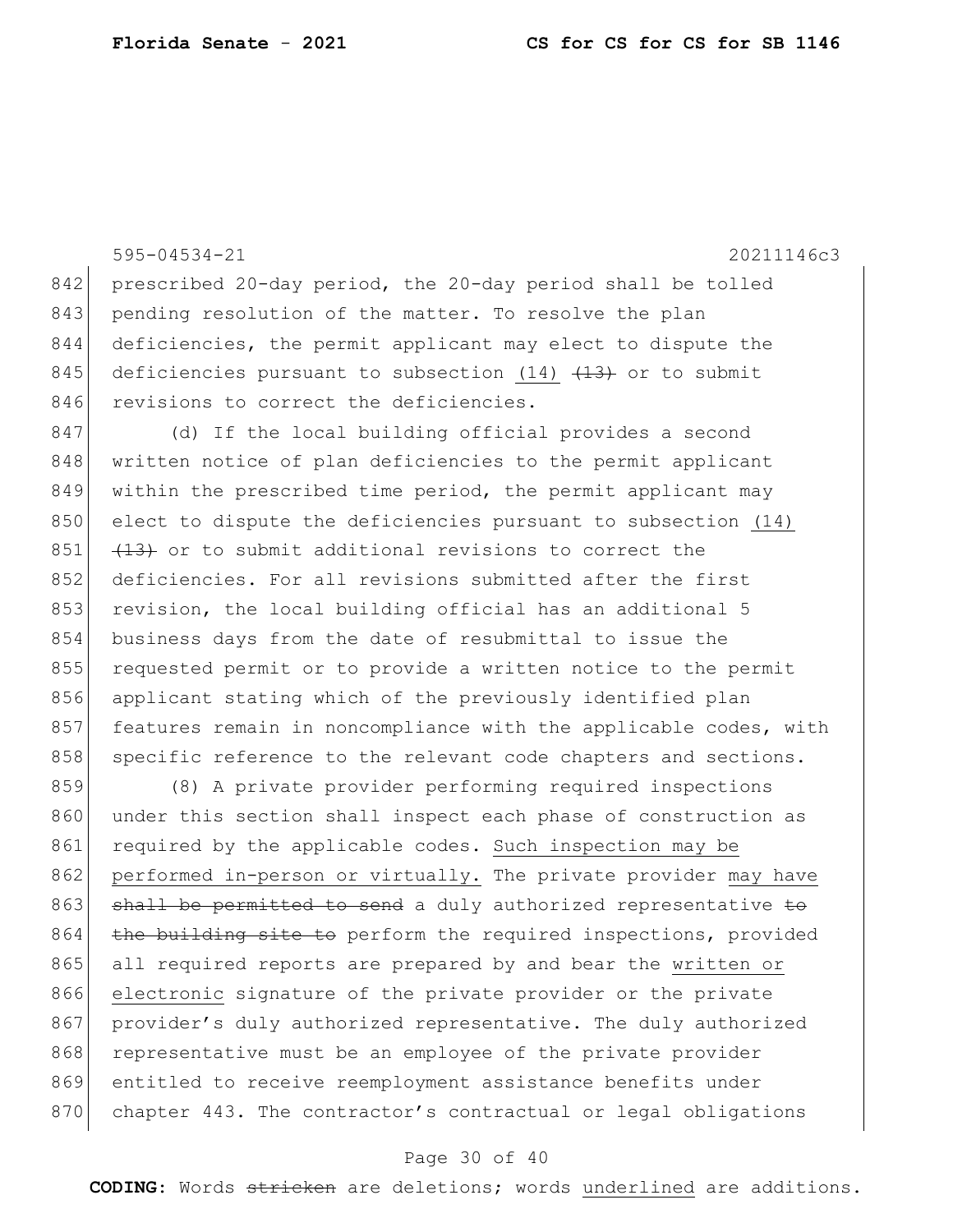prescribed 20-day period, the 20-day period shall be tolled pending resolution of the matter. To resolve the plan deficiencies, the permit applicant may elect to dispute the deficiencies pursuant to subsection <u>(14)</u> ~~(13)~~ or to submit revisions to correct the deficiencies.

(d) If the local building official provides a second written notice of plan deficiencies to the permit applicant within the prescribed time period, the permit applicant may elect to dispute the deficiencies pursuant to subsection <u>(14)</u> ~~(13)~~ or to submit additional revisions to correct the deficiencies. For all revisions submitted after the first revision, the local building official has an additional 5 business days from the date of resubmittal to issue the requested permit or to provide a written notice to the permit applicant stating which of the previously identified plan features remain in noncompliance with the applicable codes, with specific reference to the relevant code chapters and sections.

(8) A private provider performing required inspections under this section shall inspect each phase of construction as required by the applicable codes. <u>Such inspection may be performed in-person or virtually.</u> The private provider <u>may have</u> ~~shall be permitted to send~~ a duly authorized representative ~~to the building site to~~ perform the required inspections, provided all required reports are prepared by and bear the <u>written or electronic</u> signature of the private provider or the private provider's duly authorized representative. The duly authorized representative must be an employee of the private provider entitled to receive reemployment assistance benefits under chapter 443. The contractor's contractual or legal obligations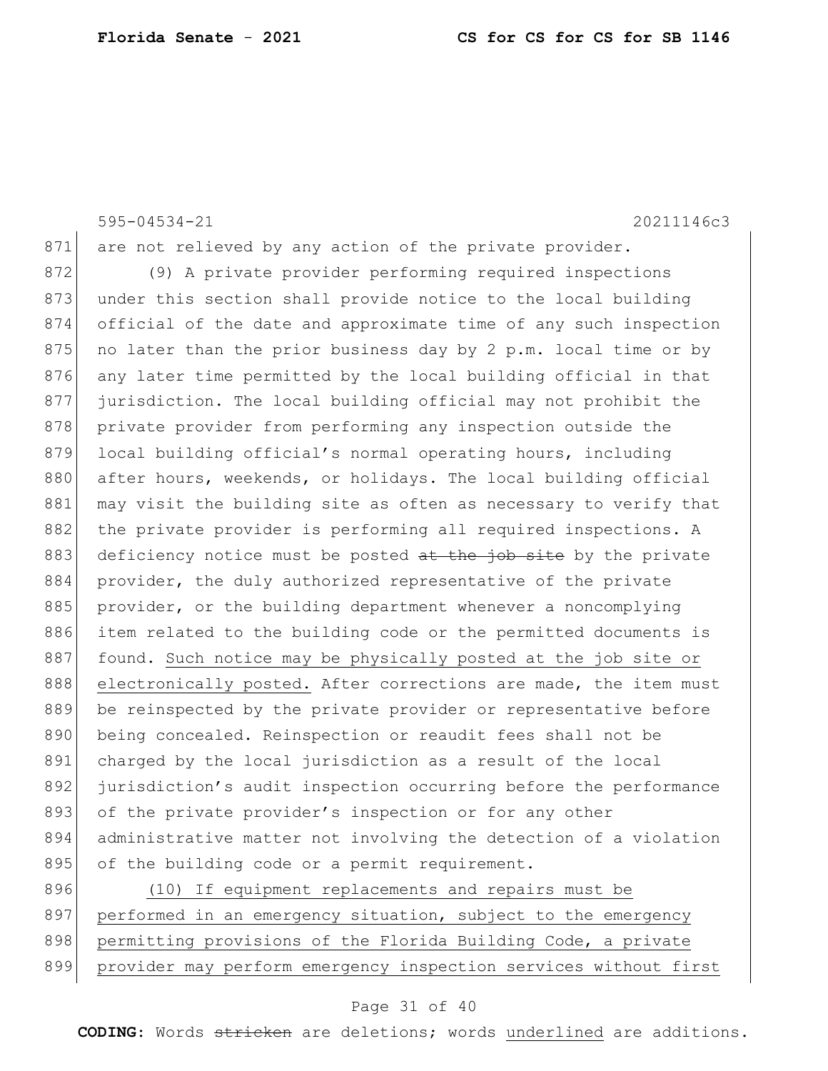are not relieved by any action of the private provider.

(9) A private provider performing required inspections under this section shall provide notice to the local building official of the date and approximate time of any such inspection no later than the prior business day by 2 p.m. local time or by any later time permitted by the local building official in that jurisdiction. The local building official may not prohibit the private provider from performing any inspection outside the local building official's normal operating hours, including after hours, weekends, or holidays. The local building official may visit the building site as often as necessary to verify that the private provider is performing all required inspections. A deficiency notice must be posted ~~at the job site~~ by the private provider, the duly authorized representative of the private provider, or the building department whenever a noncomplying item related to the building code or the permitted documents is found. <u>Such notice may be physically posted at the job site or electronically posted.</u> After corrections are made, the item must be reinspected by the private provider or representative before being concealed. Reinspection or reaudit fees shall not be charged by the local jurisdiction as a result of the local jurisdiction's audit inspection occurring before the performance of the private provider's inspection or for any other administrative matter not involving the detection of a violation of the building code or a permit requirement.

<u>(10) If equipment replacements and repairs must be performed in an emergency situation, subject to the emergency permitting provisions of the Florida Building Code, a private provider may perform emergency inspection services without first</u>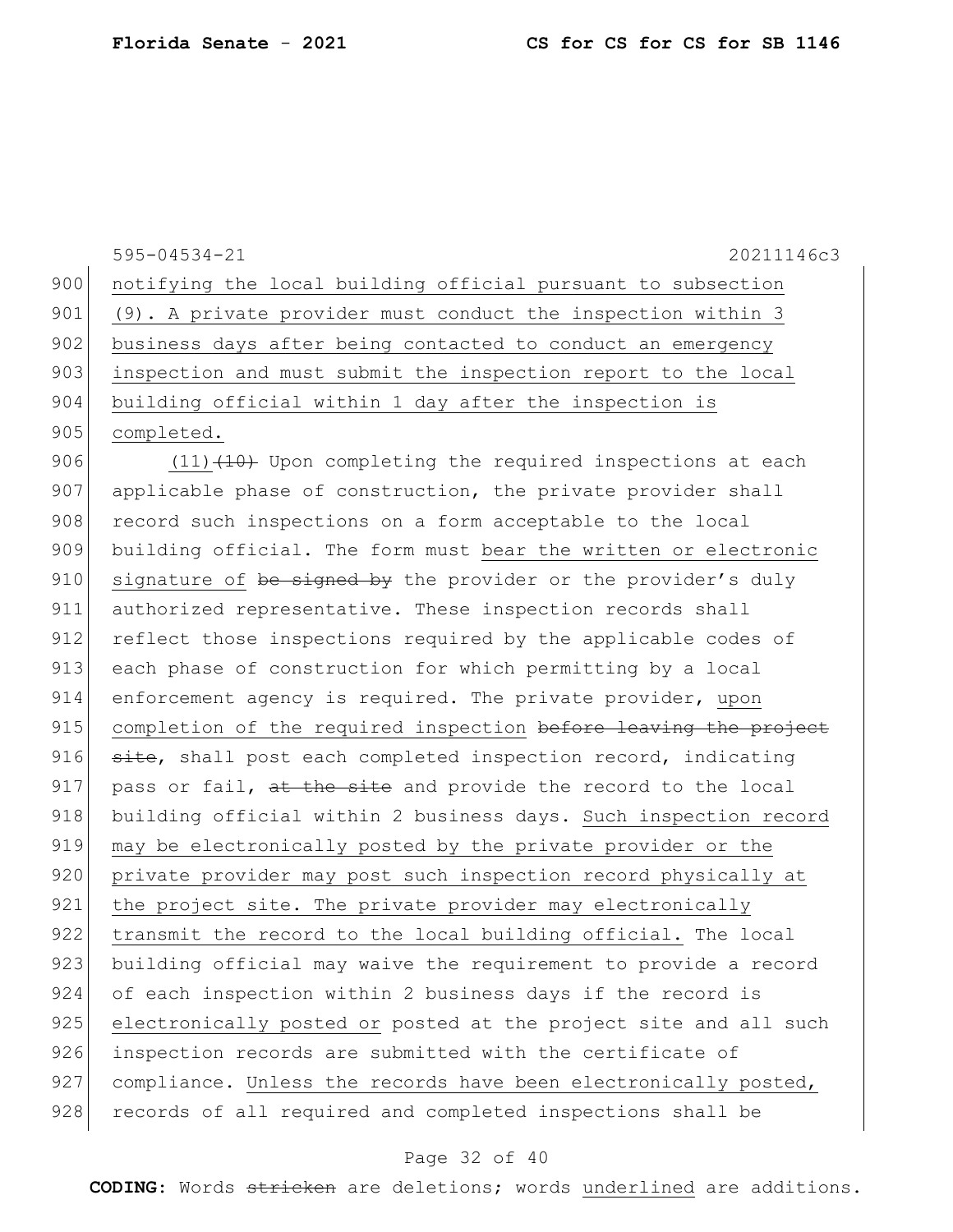notifying the local building official pursuant to subsection (9). A private provider must conduct the inspection within 3 business days after being contacted to conduct an emergency inspection and must submit the inspection report to the local building official within 1 day after the inspection is completed.

(11)~~(10)~~ Upon completing the required inspections at each applicable phase of construction, the private provider shall record such inspections on a form acceptable to the local building official. The form must bear the written or electronic signature of ~~be signed by~~ the provider or the provider's duly authorized representative. These inspection records shall reflect those inspections required by the applicable codes of each phase of construction for which permitting by a local enforcement agency is required. The private provider, upon completion of the required inspection ~~before leaving the project site~~, shall post each completed inspection record, indicating pass or fail, ~~at the site~~ and provide the record to the local building official within 2 business days. Such inspection record may be electronically posted by the private provider or the private provider may post such inspection record physically at the project site. The private provider may electronically transmit the record to the local building official. The local building official may waive the requirement to provide a record of each inspection within 2 business days if the record is electronically posted or posted at the project site and all such inspection records are submitted with the certificate of compliance. Unless the records have been electronically posted, records of all required and completed inspections shall be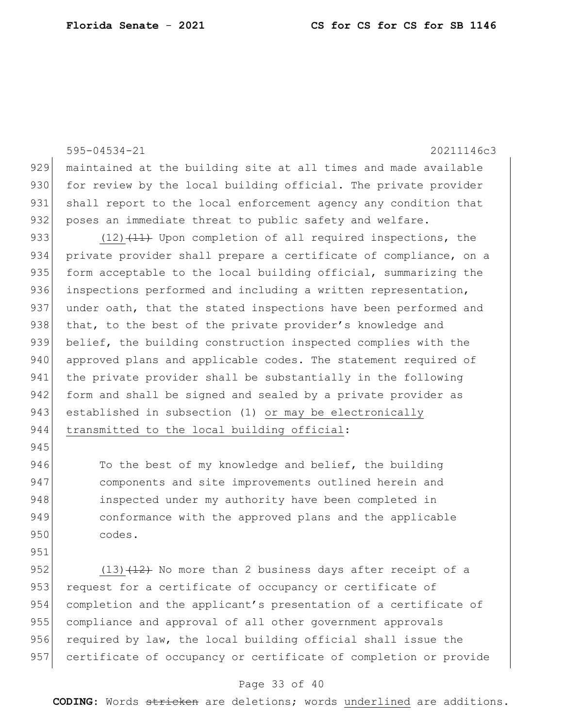maintained at the building site at all times and made available for review by the local building official. The private provider shall report to the local enforcement agency any condition that poses an immediate threat to public safety and welfare.

(12) ~~(11)~~ Upon completion of all required inspections, the private provider shall prepare a certificate of compliance, on a form acceptable to the local building official, summarizing the inspections performed and including a written representation, under oath, that the stated inspections have been performed and that, to the best of the private provider's knowledge and belief, the building construction inspected complies with the approved plans and applicable codes. The statement required of the private provider shall be substantially in the following form and shall be signed and sealed by a private provider as established in subsection (1) <u>or may be electronically transmitted to the local building official</u>:

> To the best of my knowledge and belief, the building components and site improvements outlined herein and inspected under my authority have been completed in conformance with the approved plans and the applicable codes.

(13) ~~(12)~~ No more than 2 business days after receipt of a request for a certificate of occupancy or certificate of completion and the applicant's presentation of a certificate of compliance and approval of all other government approvals required by law, the local building official shall issue the certificate of occupancy or certificate of completion or provide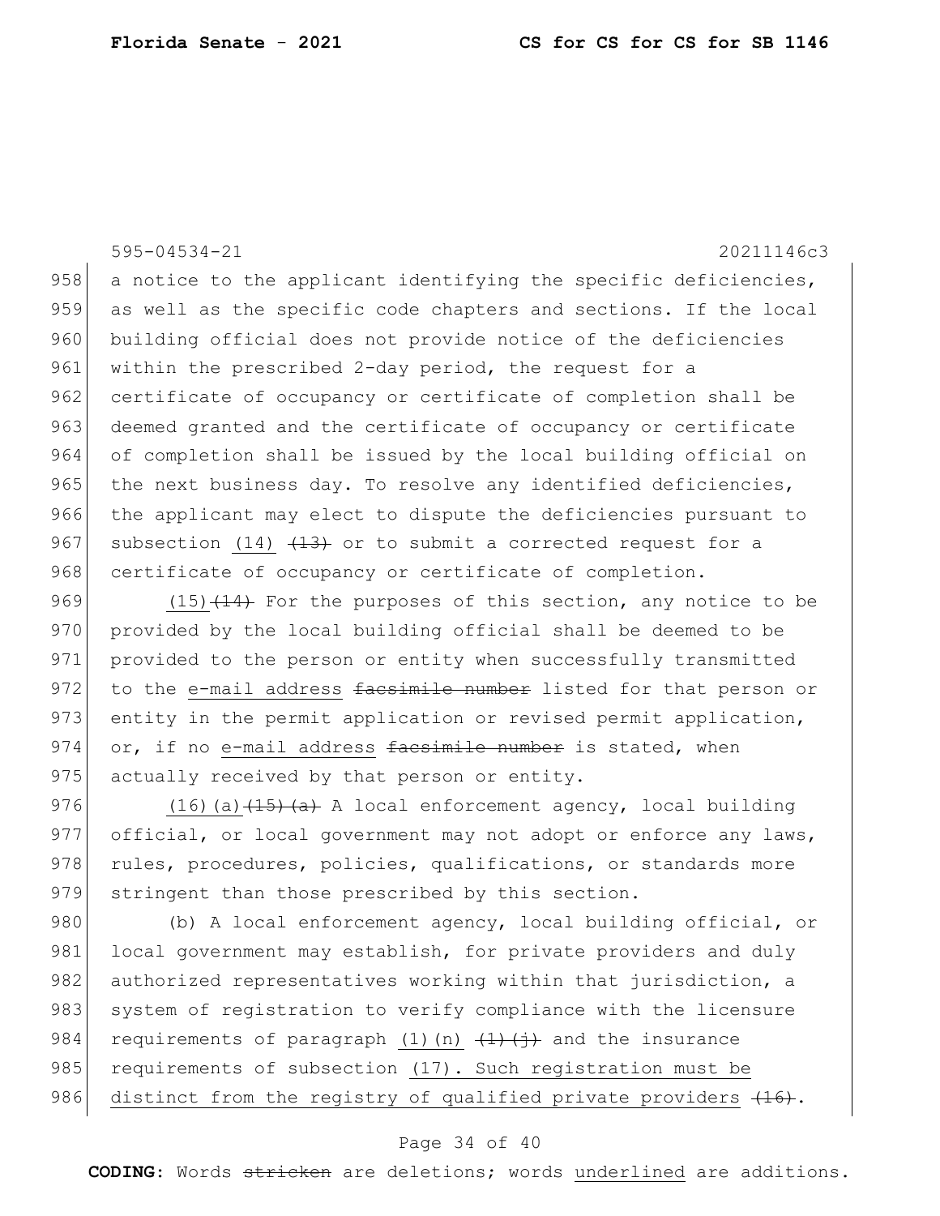a notice to the applicant identifying the specific deficiencies, as well as the specific code chapters and sections. If the local building official does not provide notice of the deficiencies within the prescribed 2-day period, the request for a certificate of occupancy or certificate of completion shall be deemed granted and the certificate of occupancy or certificate of completion shall be issued by the local building official on the next business day. To resolve any identified deficiencies, the applicant may elect to dispute the deficiencies pursuant to subsection <u>(14)</u> ~~(13)~~ or to submit a corrected request for a certificate of occupancy or certificate of completion.

<u>(15)</u>~~(14)~~ For the purposes of this section, any notice to be provided by the local building official shall be deemed to be provided to the person or entity when successfully transmitted to the <u>e-mail address</u> ~~facsimile number~~ listed for that person or entity in the permit application or revised permit application, or, if no <u>e-mail address</u> ~~facsimile number~~ is stated, when actually received by that person or entity.

<u>(16)(a)</u>~~(15)(a)~~ A local enforcement agency, local building official, or local government may not adopt or enforce any laws, rules, procedures, policies, qualifications, or standards more stringent than those prescribed by this section.

(b) A local enforcement agency, local building official, or local government may establish, for private providers and duly authorized representatives working within that jurisdiction, a system of registration to verify compliance with the licensure requirements of paragraph <u>(1)(n)</u> ~~(1)(j)~~ and the insurance requirements of subsection <u>(17). Such registration must be distinct from the registry of qualified private providers</u> ~~(16)~~.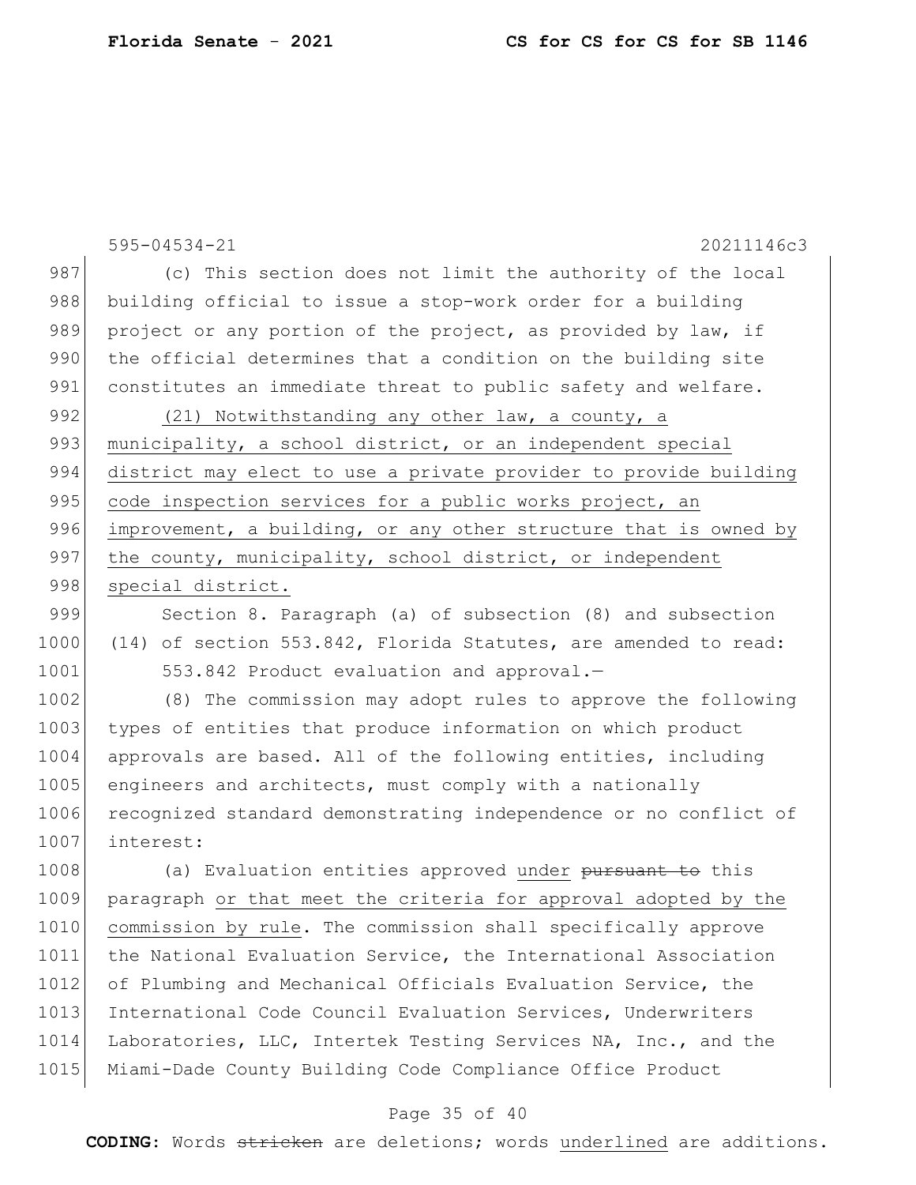(c) This section does not limit the authority of the local building official to issue a stop-work order for a building project or any portion of the project, as provided by law, if the official determines that a condition on the building site constitutes an immediate threat to public safety and welfare.

<u>(21) Notwithstanding any other law, a county, a municipality, a school district, or an independent special district may elect to use a private provider to provide building code inspection services for a public works project, an improvement, a building, or any other structure that is owned by the county, municipality, school district, or independent special district.</u>

Section 8. Paragraph (a) of subsection (8) and subsection (14) of section 553.842, Florida Statutes, are amended to read:

553.842 Product evaluation and approval.—

(8) The commission may adopt rules to approve the following types of entities that produce information on which product approvals are based. All of the following entities, including engineers and architects, must comply with a nationally recognized standard demonstrating independence or no conflict of interest:

(a) Evaluation entities approved <u>under</u> ~~pursuant to~~ this paragraph <u>or that meet the criteria for approval adopted by the commission by rule</u>. The commission shall specifically approve the National Evaluation Service, the International Association of Plumbing and Mechanical Officials Evaluation Service, the International Code Council Evaluation Services, Underwriters Laboratories, LLC, Intertek Testing Services NA, Inc., and the Miami-Dade County Building Code Compliance Office Product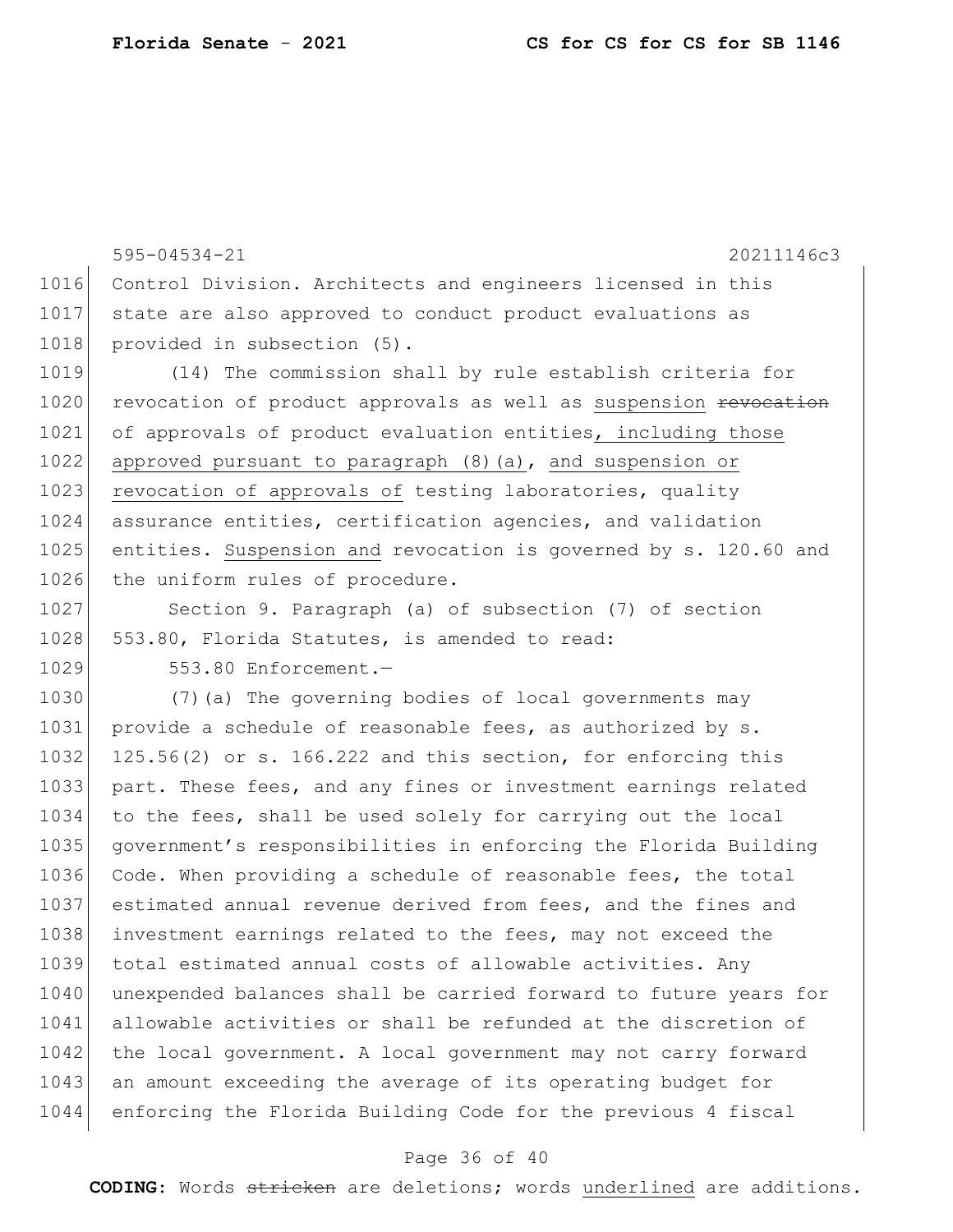Control Division. Architects and engineers licensed in this state are also approved to conduct product evaluations as provided in subsection (5).

(14) The commission shall by rule establish criteria for revocation of product approvals as well as suspension ~~revocation~~ of approvals of product evaluation entities, including those approved pursuant to paragraph (8)(a), and suspension or revocation of approvals of testing laboratories, quality assurance entities, certification agencies, and validation entities. Suspension and revocation is governed by s. 120.60 and the uniform rules of procedure.

Section 9. Paragraph (a) of subsection (7) of section 553.80, Florida Statutes, is amended to read:

553.80 Enforcement.—

(7)(a) The governing bodies of local governments may provide a schedule of reasonable fees, as authorized by s. 125.56(2) or s. 166.222 and this section, for enforcing this part. These fees, and any fines or investment earnings related to the fees, shall be used solely for carrying out the local government's responsibilities in enforcing the Florida Building Code. When providing a schedule of reasonable fees, the total estimated annual revenue derived from fees, and the fines and investment earnings related to the fees, may not exceed the total estimated annual costs of allowable activities. Any unexpended balances shall be carried forward to future years for allowable activities or shall be refunded at the discretion of the local government. A local government may not carry forward an amount exceeding the average of its operating budget for enforcing the Florida Building Code for the previous 4 fiscal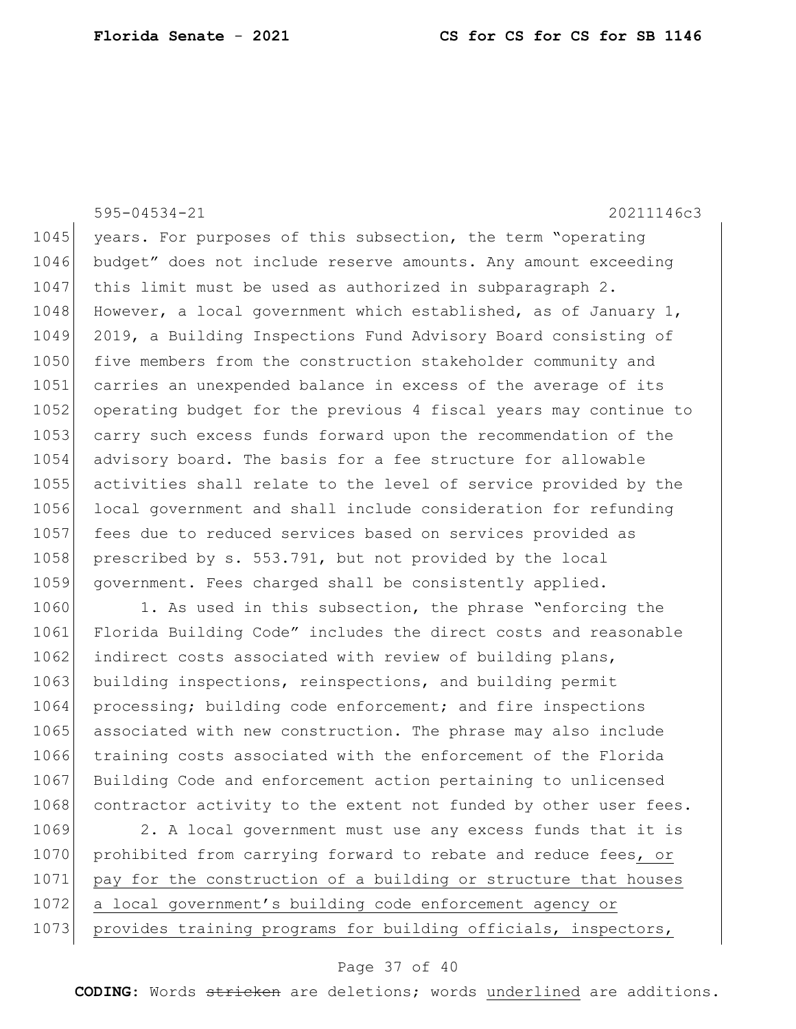595-04534-21 20211146c3

years. For purposes of this subsection, the term "operating budget" does not include reserve amounts. Any amount exceeding this limit must be used as authorized in subparagraph 2. However, a local government which established, as of January 1, 2019, a Building Inspections Fund Advisory Board consisting of five members from the construction stakeholder community and carries an unexpended balance in excess of the average of its operating budget for the previous 4 fiscal years may continue to carry such excess funds forward upon the recommendation of the advisory board. The basis for a fee structure for allowable activities shall relate to the level of service provided by the local government and shall include consideration for refunding fees due to reduced services based on services provided as prescribed by s. 553.791, but not provided by the local government. Fees charged shall be consistently applied.

1. As used in this subsection, the phrase "enforcing the Florida Building Code" includes the direct costs and reasonable indirect costs associated with review of building plans, building inspections, reinspections, and building permit processing; building code enforcement; and fire inspections associated with new construction. The phrase may also include training costs associated with the enforcement of the Florida Building Code and enforcement action pertaining to unlicensed contractor activity to the extent not funded by other user fees.

2. A local government must use any excess funds that it is prohibited from carrying forward to rebate and reduce fees, or pay for the construction of a building or structure that houses a local government's building code enforcement agency or provides training programs for building officials, inspectors,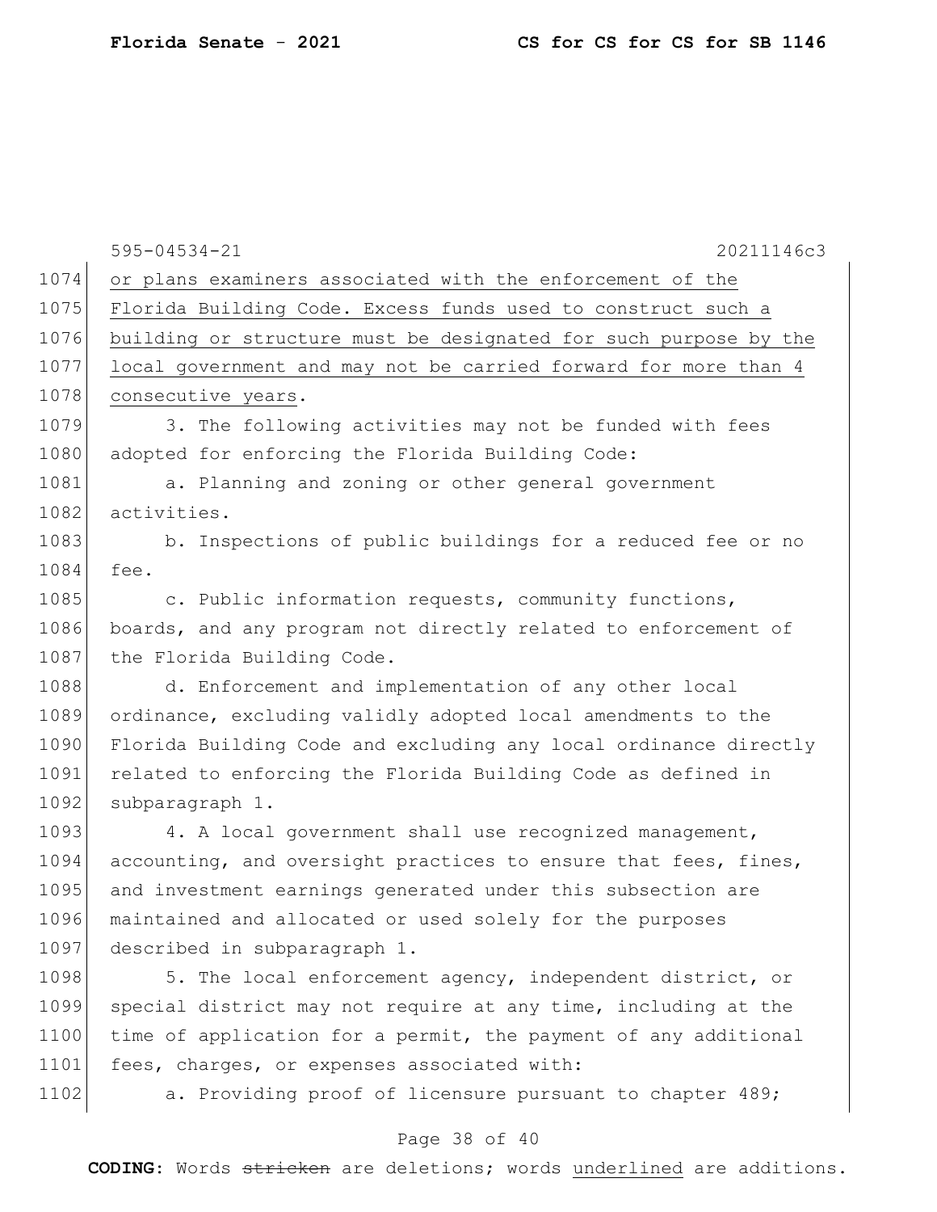or plans examiners associated with the enforcement of the Florida Building Code. Excess funds used to construct such a building or structure must be designated for such purpose by the local government and may not be carried forward for more than 4 consecutive years.

3. The following activities may not be funded with fees adopted for enforcing the Florida Building Code:

a. Planning and zoning or other general government activities.

b. Inspections of public buildings for a reduced fee or no fee.

c. Public information requests, community functions, boards, and any program not directly related to enforcement of the Florida Building Code.

d. Enforcement and implementation of any other local ordinance, excluding validly adopted local amendments to the Florida Building Code and excluding any local ordinance directly related to enforcing the Florida Building Code as defined in subparagraph 1.

4. A local government shall use recognized management, accounting, and oversight practices to ensure that fees, fines, and investment earnings generated under this subsection are maintained and allocated or used solely for the purposes described in subparagraph 1.

5. The local enforcement agency, independent district, or special district may not require at any time, including at the time of application for a permit, the payment of any additional fees, charges, or expenses associated with:

a. Providing proof of licensure pursuant to chapter 489;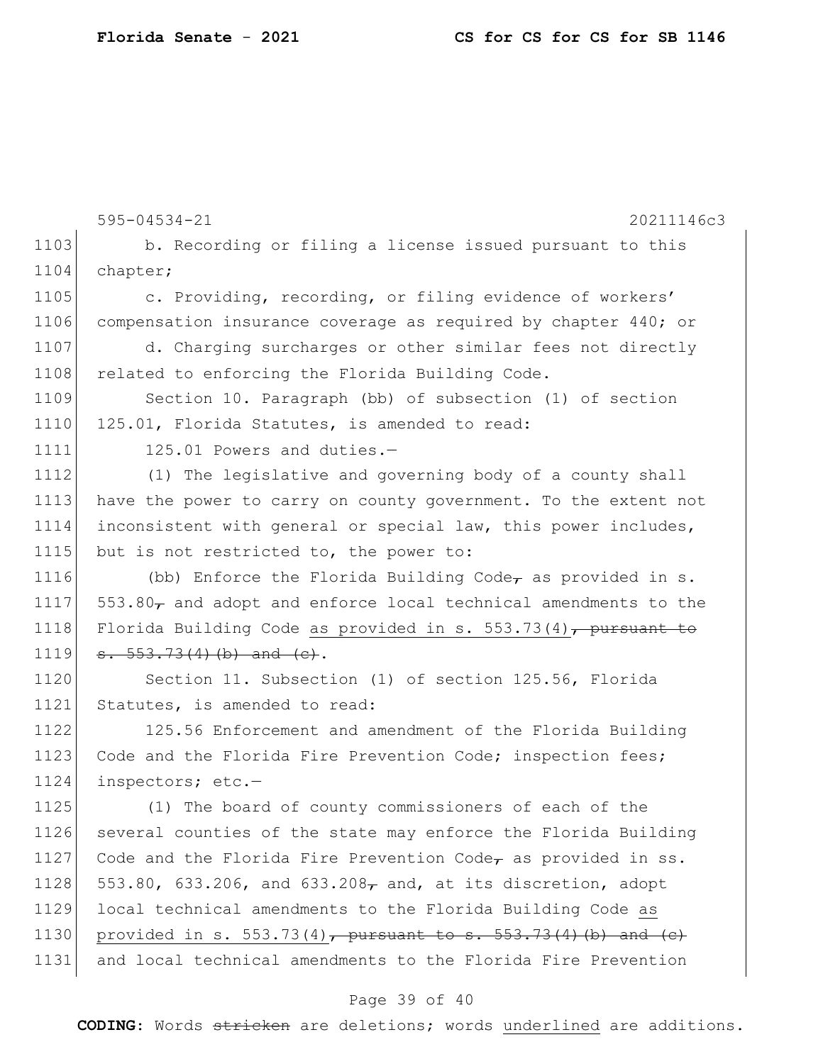595-04534-21 20211146c3

1103 b. Recording or filing a license issued pursuant to this
1104 chapter;

1105 c. Providing, recording, or filing evidence of workers'
1106 compensation insurance coverage as required by chapter 440; or

1107 d. Charging surcharges or other similar fees not directly
1108 related to enforcing the Florida Building Code.

1109 Section 10. Paragraph (bb) of subsection (1) of section
1110 125.01, Florida Statutes, is amended to read:

1111 125.01 Powers and duties.—

1112 (1) The legislative and governing body of a county shall
1113 have the power to carry on county government. To the extent not
1114 inconsistent with general or special law, this power includes,
1115 but is not restricted to, the power to:

1116 (bb) Enforce the Florida Building Code~~,~~ as provided in s.
1117 553.80~~,~~ and adopt and enforce local technical amendments to the
1118 Florida Building Code <u>as provided in s. 553.73(4)</u>~~, pursuant to~~
1119 ~~s. 553.73(4)(b) and (c)~~.

1120 Section 11. Subsection (1) of section 125.56, Florida
1121 Statutes, is amended to read:

1122 125.56 Enforcement and amendment of the Florida Building
1123 Code and the Florida Fire Prevention Code; inspection fees;
1124 inspectors; etc.—

1125 (1) The board of county commissioners of each of the
1126 several counties of the state may enforce the Florida Building
1127 Code and the Florida Fire Prevention Code~~,~~ as provided in ss.
1128 553.80, 633.206, and 633.208~~,~~ and, at its discretion, adopt
1129 local technical amendments to the Florida Building Code <u>as</u>
1130 <u>provided in s. 553.73(4)</u>~~, pursuant to s. 553.73(4)(b) and (c)~~
1131 and local technical amendments to the Florida Fire Prevention

**CODING**: Words ~~stricken~~ are deletions; words <u>underlined</u> are additions.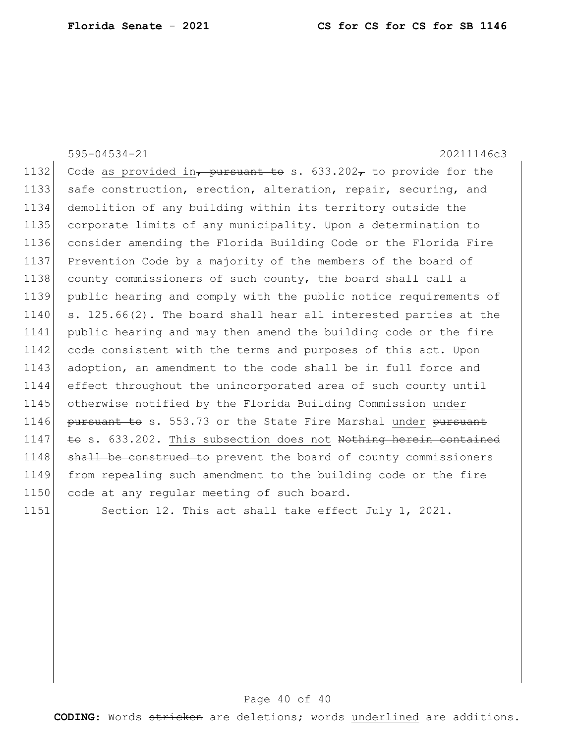595-04534-21 20211146c3

1132 Code as provided in, ~~pursuant to~~ s. 633.202, to provide for the
1133 safe construction, erection, alteration, repair, securing, and
1134 demolition of any building within its territory outside the
1135 corporate limits of any municipality. Upon a determination to
1136 consider amending the Florida Building Code or the Florida Fire
1137 Prevention Code by a majority of the members of the board of
1138 county commissioners of such county, the board shall call a
1139 public hearing and comply with the public notice requirements of
1140 s. 125.66(2). The board shall hear all interested parties at the
1141 public hearing and may then amend the building code or the fire
1142 code consistent with the terms and purposes of this act. Upon
1143 adoption, an amendment to the code shall be in full force and
1144 effect throughout the unincorporated area of such county until
1145 otherwise notified by the Florida Building Commission under
1146 ~~pursuant to~~ s. 553.73 or the State Fire Marshal under ~~pursuant~~
1147 ~~to~~ s. 633.202. This subsection does not ~~Nothing herein contained~~
1148 ~~shall be construed to~~ prevent the board of county commissioners
1149 from repealing such amendment to the building code or the fire
1150 code at any regular meeting of such board.

1151 Section 12. This act shall take effect July 1, 2021.

**CODING:** Words ~~stricken~~ are deletions; words underlined are additions.